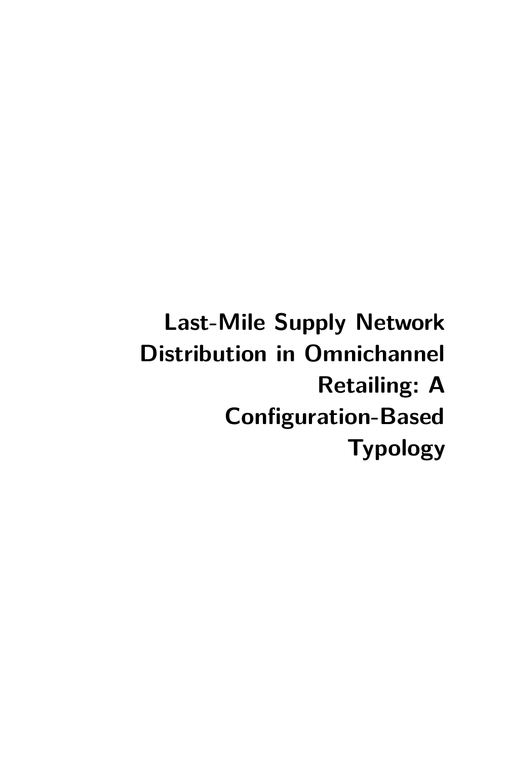# Last-Mile Supply Network Distribution in Omnichannel Retailing: A Configuration-Based Typology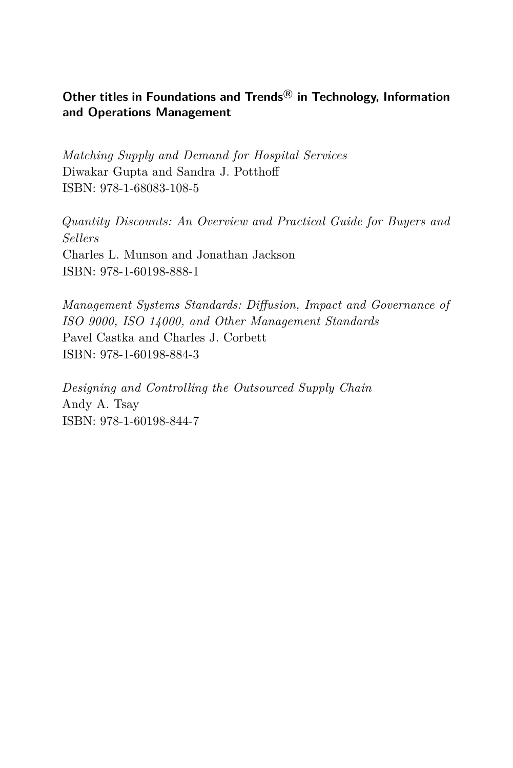**Other titles in Foundations and Trends® in Technology, Information and Operations Management**

*Matching Supply and Demand for Hospital Services*
Diwakar Gupta and Sandra J. Potthoff
ISBN: 978-1-68083-108-5

*Quantity Discounts: An Overview and Practical Guide for Buyers and Sellers*
Charles L. Munson and Jonathan Jackson
ISBN: 978-1-60198-888-1

*Management Systems Standards: Diffusion, Impact and Governance of ISO 9000, ISO 14000, and Other Management Standards*
Pavel Castka and Charles J. Corbett
ISBN: 978-1-60198-884-3

*Designing and Controlling the Outsourced Supply Chain*
Andy A. Tsay
ISBN: 978-1-60198-844-7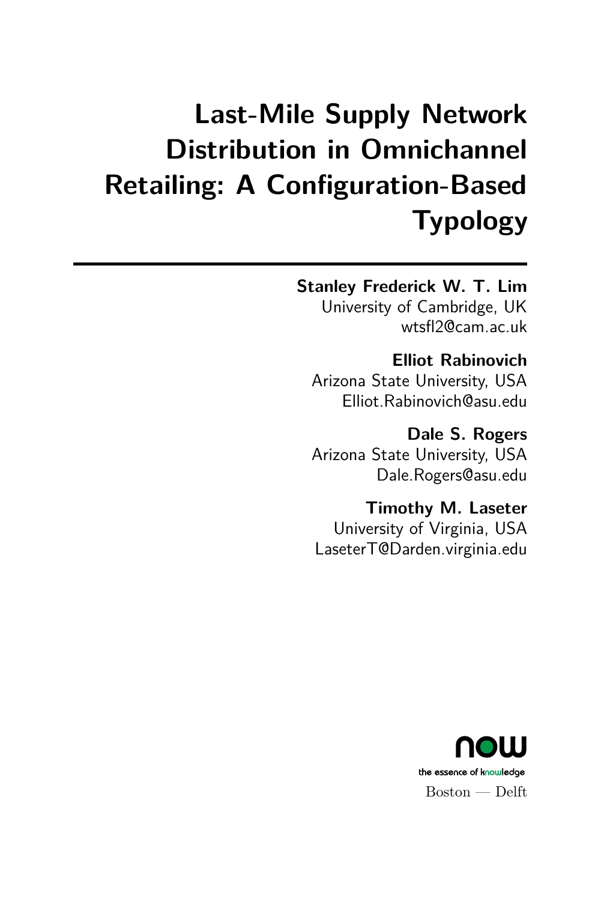# Last-Mile Supply Network Distribution in Omnichannel Retailing: A Configuration-Based Typology

**Stanley Frederick W. T. Lim**
University of Cambridge, UK
wtsfl2@cam.ac.uk

**Elliot Rabinovich**
Arizona State University, USA
Elliot.Rabinovich@asu.edu

**Dale S. Rogers**
Arizona State University, USA
Dale.Rogers@asu.edu

**Timothy M. Laseter**
University of Virginia, USA
LaseterT@Darden.virginia.edu

now
the essence of knowledge
Boston — Delft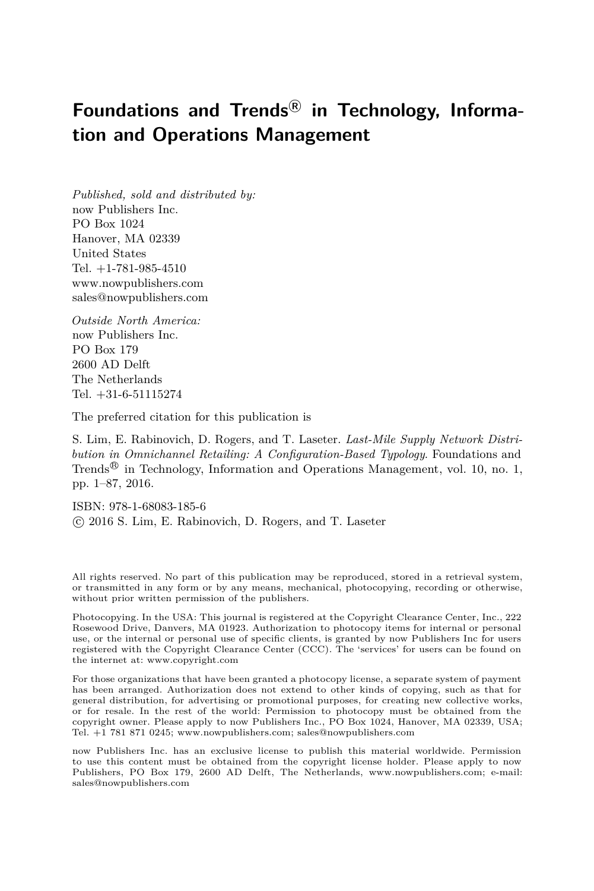# Foundations and Trends® in Technology, Information and Operations Management

*Published, sold and distributed by:*
now Publishers Inc.
PO Box 1024
Hanover, MA 02339
United States
Tel. +1-781-985-4510
www.nowpublishers.com
sales@nowpublishers.com

*Outside North America:*
now Publishers Inc.
PO Box 179
2600 AD Delft
The Netherlands
Tel. +31-6-51115274

The preferred citation for this publication is

S. Lim, E. Rabinovich, D. Rogers, and T. Laseter. *Last-Mile Supply Network Distribution in Omnichannel Retailing: A Configuration-Based Typology*. Foundations and Trends® in Technology, Information and Operations Management, vol. 10, no. 1, pp. 1–87, 2016.

ISBN: 978-1-68083-185-6
© 2016 S. Lim, E. Rabinovich, D. Rogers, and T. Laseter

All rights reserved. No part of this publication may be reproduced, stored in a retrieval system, or transmitted in any form or by any means, mechanical, photocopying, recording or otherwise, without prior written permission of the publishers.

Photocopying. In the USA: This journal is registered at the Copyright Clearance Center, Inc., 222 Rosewood Drive, Danvers, MA 01923. Authorization to photocopy items for internal or personal use, or the internal or personal use of specific clients, is granted by now Publishers Inc for users registered with the Copyright Clearance Center (CCC). The 'services' for users can be found on the internet at: www.copyright.com

For those organizations that have been granted a photocopy license, a separate system of payment has been arranged. Authorization does not extend to other kinds of copying, such as that for general distribution, for advertising or promotional purposes, for creating new collective works, or for resale. In the rest of the world: Permission to photocopy must be obtained from the copyright owner. Please apply to now Publishers Inc., PO Box 1024, Hanover, MA 02339, USA; Tel. +1 781 871 0245; www.nowpublishers.com; sales@nowpublishers.com

now Publishers Inc. has an exclusive license to publish this material worldwide. Permission to use this content must be obtained from the copyright license holder. Please apply to now Publishers, PO Box 179, 2600 AD Delft, The Netherlands, www.nowpublishers.com; e-mail: sales@nowpublishers.com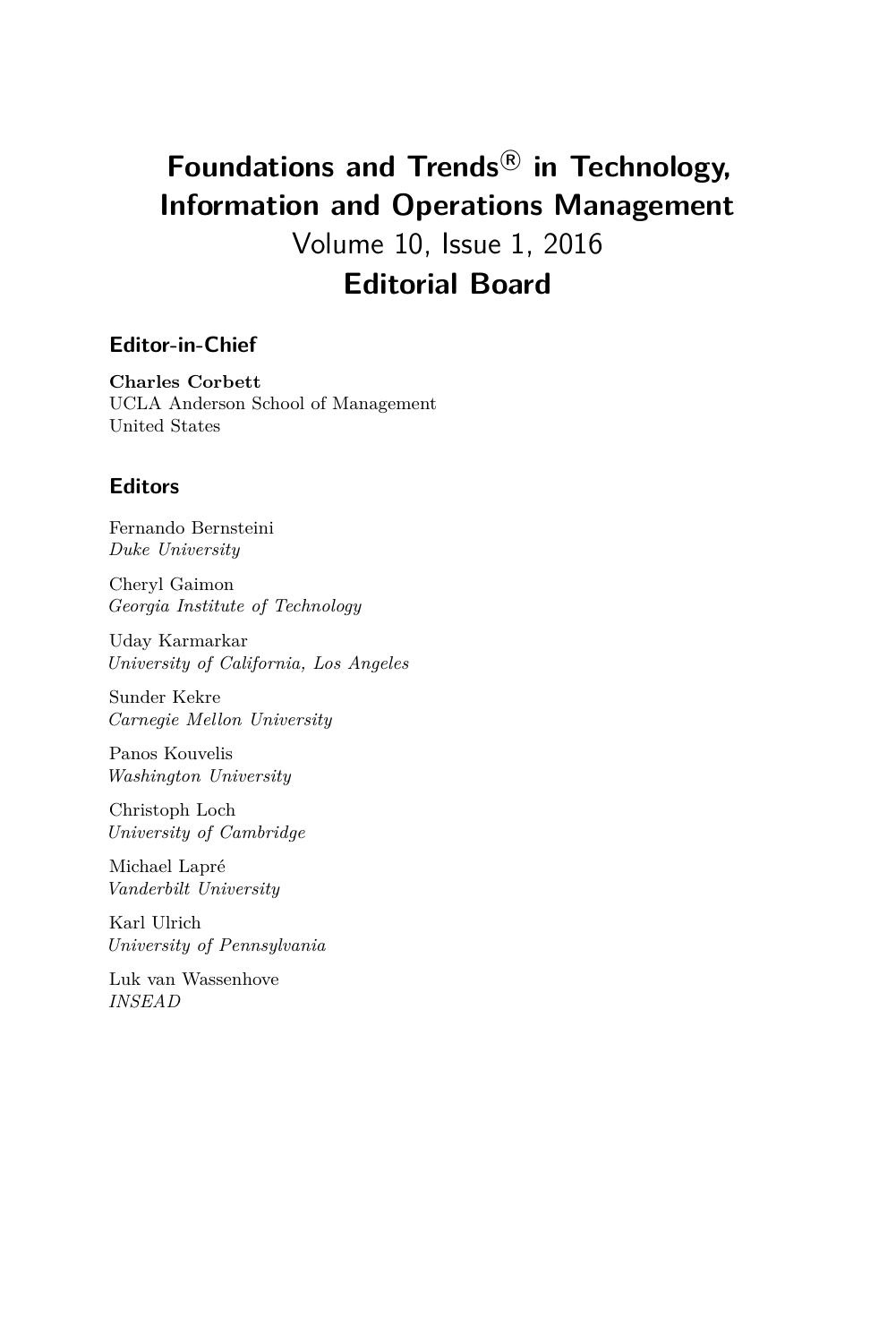# Foundations and Trends® in Technology, Information and Operations Management

Volume 10, Issue 1, 2016

## Editorial Board

### Editor-in-Chief

**Charles Corbett**
UCLA Anderson School of Management
United States

### Editors

Fernando Bernsteini
*Duke University*

Cheryl Gaimon
*Georgia Institute of Technology*

Uday Karmarkar
*University of California, Los Angeles*

Sunder Kekre
*Carnegie Mellon University*

Panos Kouvelis
*Washington University*

Christoph Loch
*University of Cambridge*

Michael Lapré
*Vanderbilt University*

Karl Ulrich
*University of Pennsylvania*

Luk van Wassenhove
*INSEAD*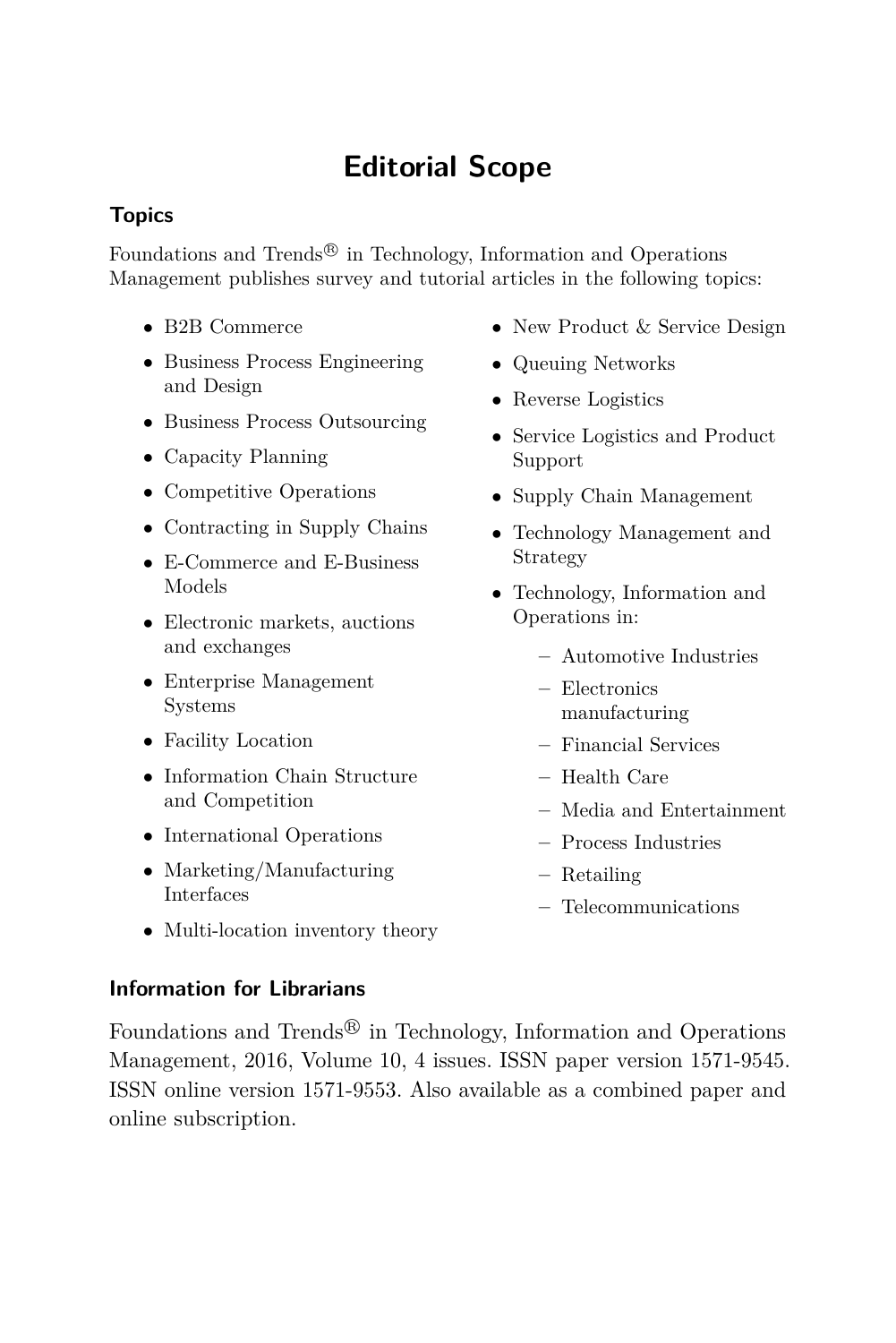# Editorial Scope

## Topics

Foundations and Trends® in Technology, Information and Operations Management publishes survey and tutorial articles in the following topics:

- B2B Commerce
- Business Process Engineering and Design
- Business Process Outsourcing
- Capacity Planning
- Competitive Operations
- Contracting in Supply Chains
- E-Commerce and E-Business Models
- Electronic markets, auctions and exchanges
- Enterprise Management Systems
- Facility Location
- Information Chain Structure and Competition
- International Operations
- Marketing/Manufacturing Interfaces
- Multi-location inventory theory
- New Product & Service Design
- Queuing Networks
- Reverse Logistics
- Service Logistics and Product Support
- Supply Chain Management
- Technology Management and Strategy
- Technology, Information and Operations in:
  - Automotive Industries
  - Electronics manufacturing
  - Financial Services
  - Health Care
  - Media and Entertainment
  - Process Industries
  - Retailing
  - Telecommunications

## Information for Librarians

Foundations and Trends® in Technology, Information and Operations Management, 2016, Volume 10, 4 issues. ISSN paper version 1571-9545. ISSN online version 1571-9553. Also available as a combined paper and online subscription.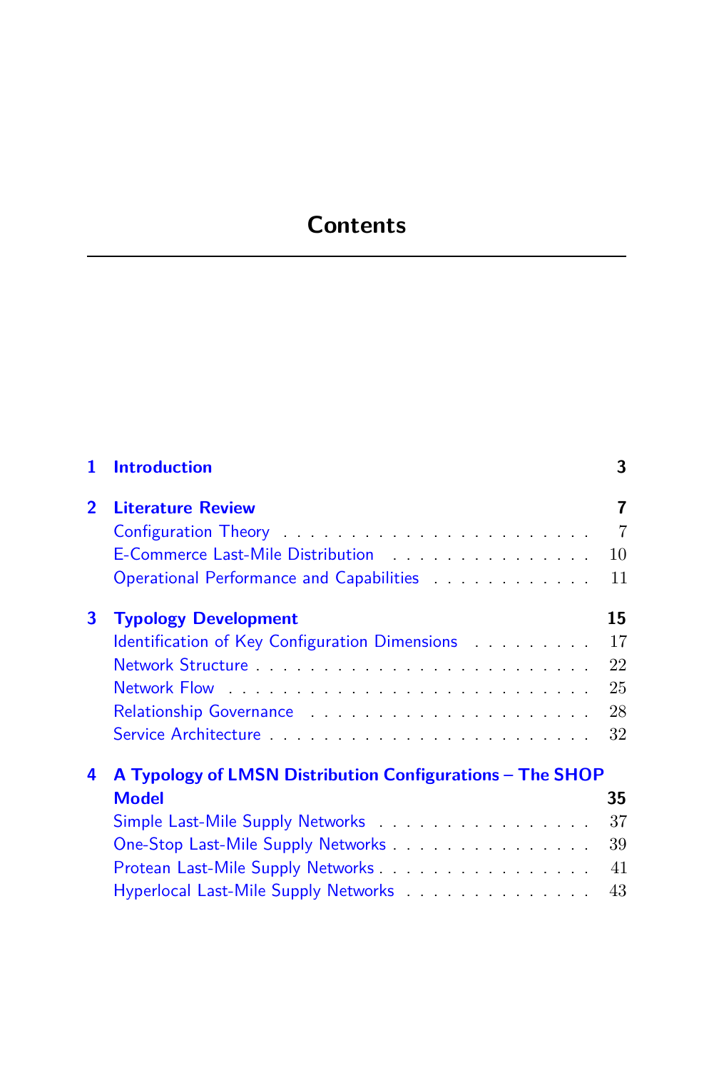# Contents

1 **Introduction** 3

2 **Literature Review** 7
- Configuration Theory 7
- E-Commerce Last-Mile Distribution 10
- Operational Performance and Capabilities 11

3 **Typology Development** 15
- Identification of Key Configuration Dimensions 17
- Network Structure 22
- Network Flow 25
- Relationship Governance 28
- Service Architecture 32

4 **A Typology of LMSN Distribution Configurations – The SHOP Model** 35
- Simple Last-Mile Supply Networks 37
- One-Stop Last-Mile Supply Networks 39
- Protean Last-Mile Supply Networks 41
- Hyperlocal Last-Mile Supply Networks 43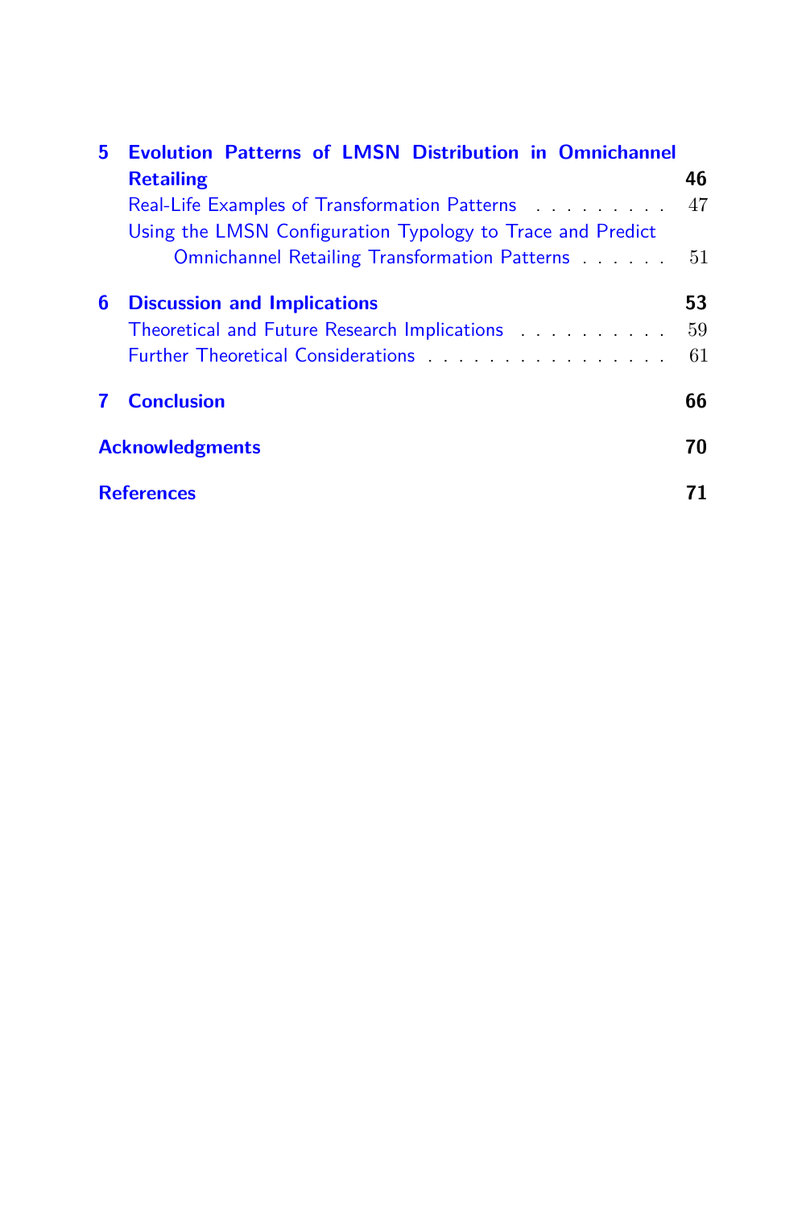**5 Evolution Patterns of LMSN Distribution in Omnichannel Retailing** **46**

Real-Life Examples of Transformation Patterns . . . . . . . . . . 47

Using the LMSN Configuration Typology to Trace and Predict Omnichannel Retailing Transformation Patterns . . . . . . 51

**6 Discussion and Implications** **53**

Theoretical and Future Research Implications . . . . . . . . . . 59

Further Theoretical Considerations . . . . . . . . . . . . . . . . 61

**7 Conclusion** **66**

**Acknowledgments** **70**

**References** **71**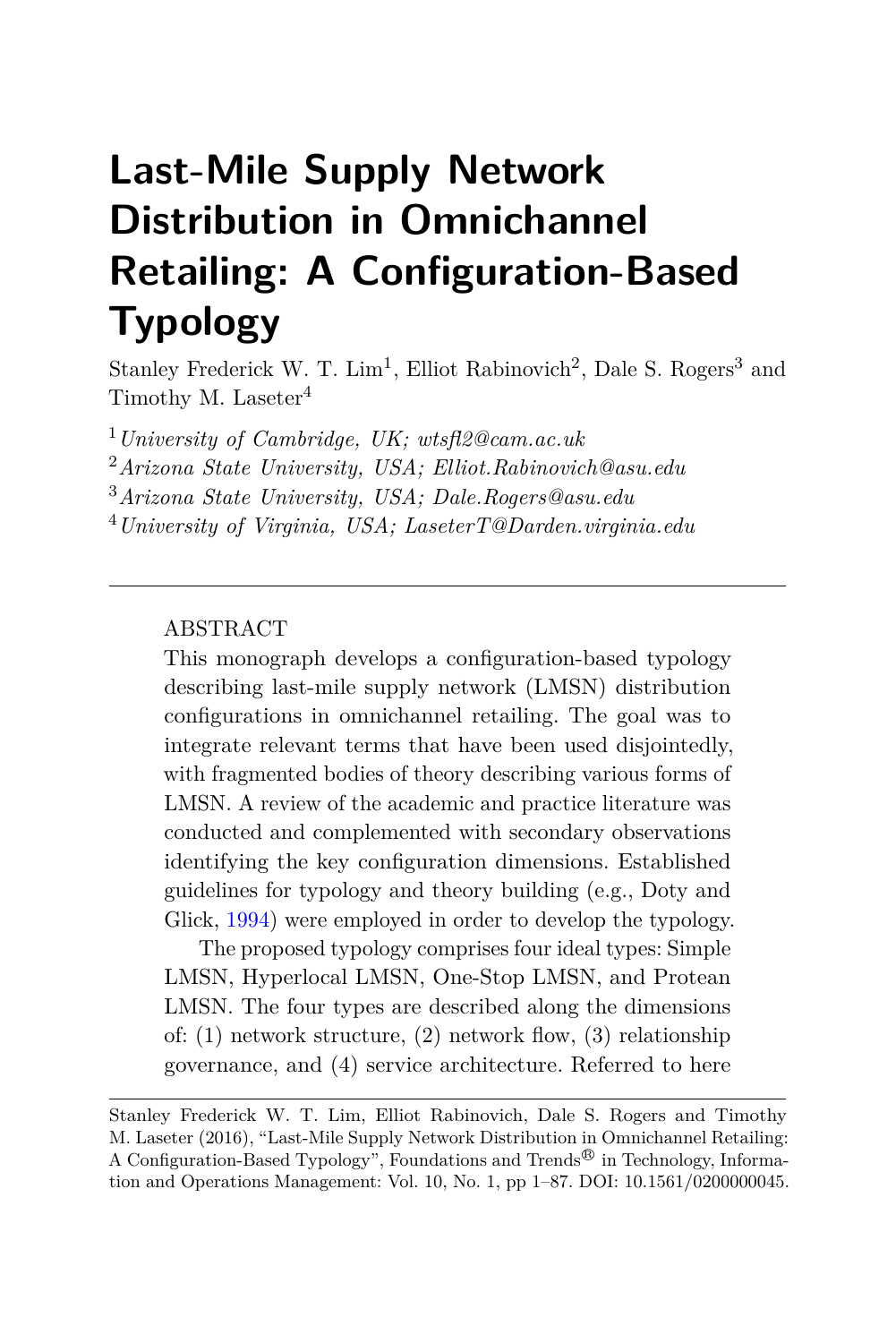# Last-Mile Supply Network Distribution in Omnichannel Retailing: A Configuration-Based Typology

Stanley Frederick W. T. Lim[1], Elliot Rabinovich[2], Dale S. Rogers[3] and Timothy M. Laseter[4]

[1] *University of Cambridge, UK; wtsfl2@cam.ac.uk*
[2] *Arizona State University, USA; Elliot.Rabinovich@asu.edu*
[3] *Arizona State University, USA; Dale.Rogers@asu.edu*
[4] *University of Virginia, USA; LaseterT@Darden.virginia.edu*

---

ABSTRACT

This monograph develops a configuration-based typology describing last-mile supply network (LMSN) distribution configurations in omnichannel retailing. The goal was to integrate relevant terms that have been used disjointedly, with fragmented bodies of theory describing various forms of LMSN. A review of the academic and practice literature was conducted and complemented with secondary observations identifying the key configuration dimensions. Established guidelines for typology and theory building (e.g., Doty and Glick, 1994) were employed in order to develop the typology.

The proposed typology comprises four ideal types: Simple LMSN, Hyperlocal LMSN, One-Stop LMSN, and Protean LMSN. The four types are described along the dimensions of: (1) network structure, (2) network flow, (3) relationship governance, and (4) service architecture. Referred to here

---

Stanley Frederick W. T. Lim, Elliot Rabinovich, Dale S. Rogers and Timothy M. Laseter (2016), "Last-Mile Supply Network Distribution in Omnichannel Retailing: A Configuration-Based Typology", Foundations and Trends® in Technology, Information and Operations Management: Vol. 10, No. 1, pp 1–87. DOI: 10.1561/0200000045.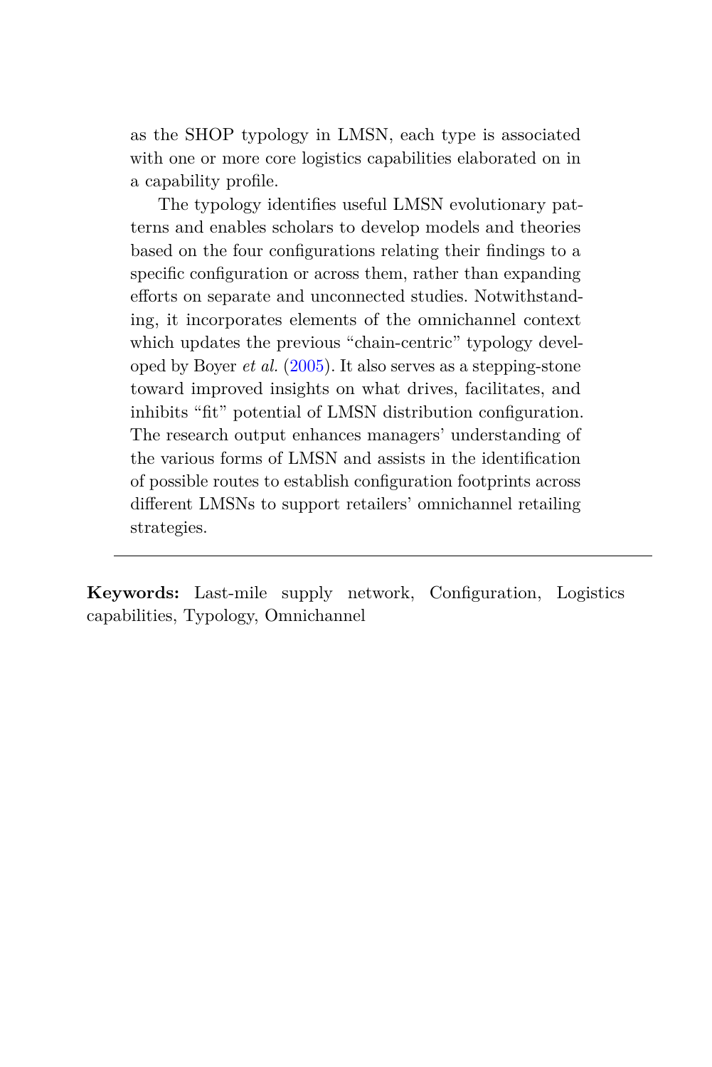as the SHOP typology in LMSN, each type is associated with one or more core logistics capabilities elaborated on in a capability profile.

The typology identifies useful LMSN evolutionary patterns and enables scholars to develop models and theories based on the four configurations relating their findings to a specific configuration or across them, rather than expanding efforts on separate and unconnected studies. Notwithstanding, it incorporates elements of the omnichannel context which updates the previous "chain-centric" typology developed by Boyer *et al.* (2005). It also serves as a stepping-stone toward improved insights on what drives, facilitates, and inhibits "fit" potential of LMSN distribution configuration. The research output enhances managers' understanding of the various forms of LMSN and assists in the identification of possible routes to establish configuration footprints across different LMSNs to support retailers' omnichannel retailing strategies.

---

**Keywords:** Last-mile supply network, Configuration, Logistics capabilities, Typology, Omnichannel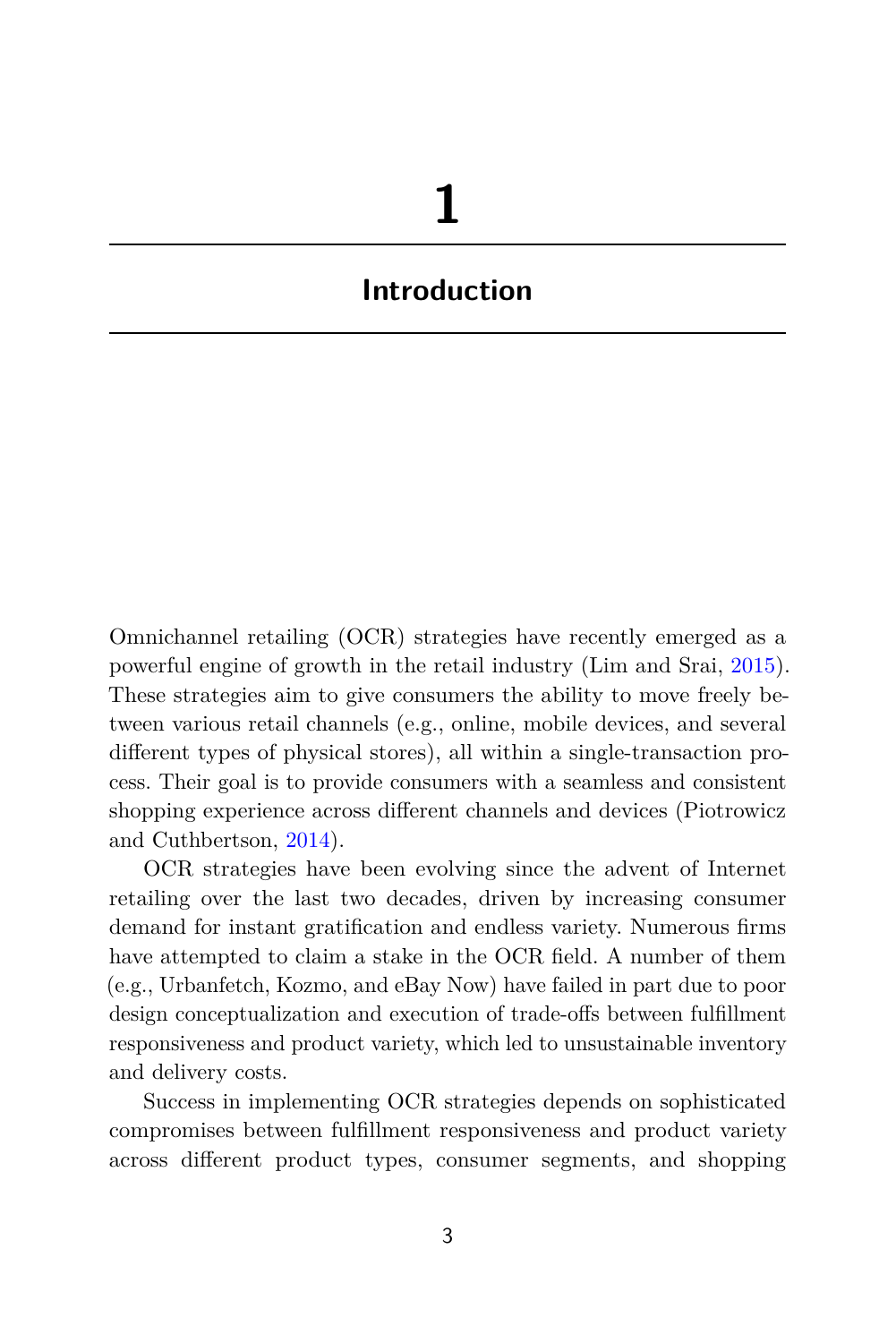# 1

## Introduction

Omnichannel retailing (OCR) strategies have recently emerged as a powerful engine of growth in the retail industry (Lim and Srai, 2015). These strategies aim to give consumers the ability to move freely between various retail channels (e.g., online, mobile devices, and several different types of physical stores), all within a single-transaction process. Their goal is to provide consumers with a seamless and consistent shopping experience across different channels and devices (Piotrowicz and Cuthbertson, 2014).

OCR strategies have been evolving since the advent of Internet retailing over the last two decades, driven by increasing consumer demand for instant gratification and endless variety. Numerous firms have attempted to claim a stake in the OCR field. A number of them (e.g., Urbanfetch, Kozmo, and eBay Now) have failed in part due to poor design conceptualization and execution of trade-offs between fulfillment responsiveness and product variety, which led to unsustainable inventory and delivery costs.

Success in implementing OCR strategies depends on sophisticated compromises between fulfillment responsiveness and product variety across different product types, consumer segments, and shopping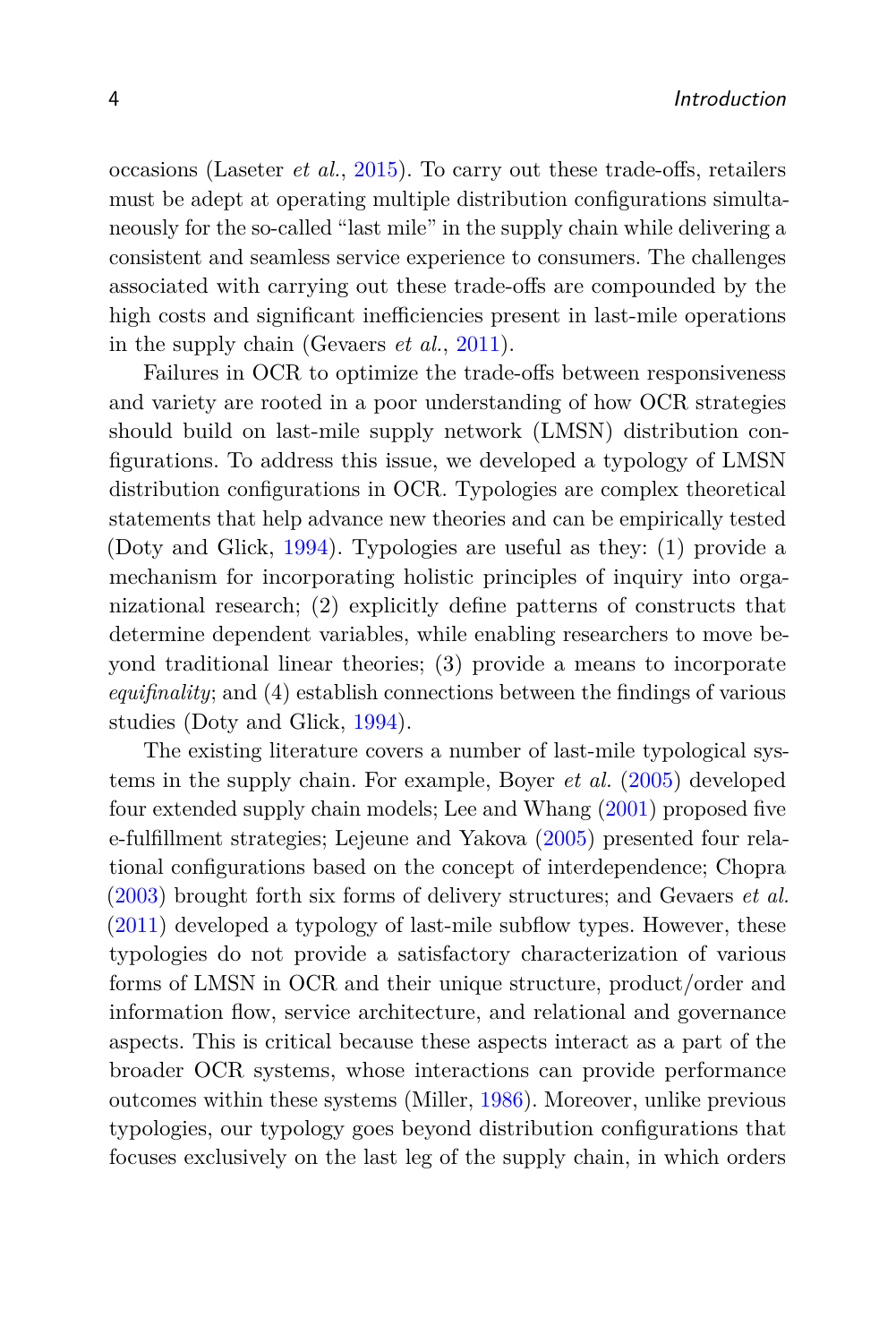occasions (Laseter *et al.*, 2015). To carry out these trade-offs, retailers must be adept at operating multiple distribution configurations simultaneously for the so-called "last mile" in the supply chain while delivering a consistent and seamless service experience to consumers. The challenges associated with carrying out these trade-offs are compounded by the high costs and significant inefficiencies present in last-mile operations in the supply chain (Gevaers *et al.*, 2011).

Failures in OCR to optimize the trade-offs between responsiveness and variety are rooted in a poor understanding of how OCR strategies should build on last-mile supply network (LMSN) distribution configurations. To address this issue, we developed a typology of LMSN distribution configurations in OCR. Typologies are complex theoretical statements that help advance new theories and can be empirically tested (Doty and Glick, 1994). Typologies are useful as they: (1) provide a mechanism for incorporating holistic principles of inquiry into organizational research; (2) explicitly define patterns of constructs that determine dependent variables, while enabling researchers to move beyond traditional linear theories; (3) provide a means to incorporate *equifinality*; and (4) establish connections between the findings of various studies (Doty and Glick, 1994).

The existing literature covers a number of last-mile typological systems in the supply chain. For example, Boyer *et al.* (2005) developed four extended supply chain models; Lee and Whang (2001) proposed five e-fulfillment strategies; Lejeune and Yakova (2005) presented four relational configurations based on the concept of interdependence; Chopra (2003) brought forth six forms of delivery structures; and Gevaers *et al.* (2011) developed a typology of last-mile subflow types. However, these typologies do not provide a satisfactory characterization of various forms of LMSN in OCR and their unique structure, product/order and information flow, service architecture, and relational and governance aspects. This is critical because these aspects interact as a part of the broader OCR systems, whose interactions can provide performance outcomes within these systems (Miller, 1986). Moreover, unlike previous typologies, our typology goes beyond distribution configurations that focuses exclusively on the last leg of the supply chain, in which orders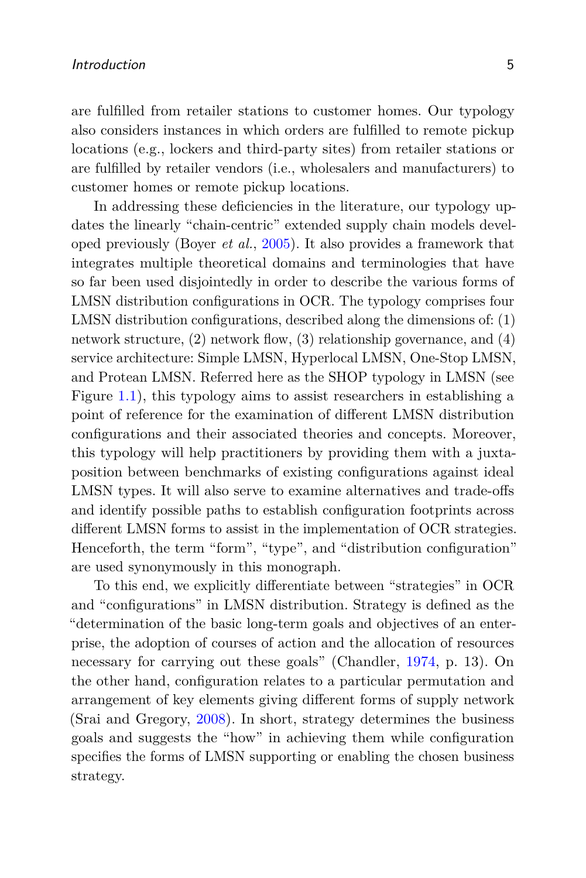are fulfilled from retailer stations to customer homes. Our typology also considers instances in which orders are fulfilled to remote pickup locations (e.g., lockers and third-party sites) from retailer stations or are fulfilled by retailer vendors (i.e., wholesalers and manufacturers) to customer homes or remote pickup locations.

In addressing these deficiencies in the literature, our typology updates the linearly "chain-centric" extended supply chain models developed previously (Boyer *et al.*, 2005). It also provides a framework that integrates multiple theoretical domains and terminologies that have so far been used disjointedly in order to describe the various forms of LMSN distribution configurations in OCR. The typology comprises four LMSN distribution configurations, described along the dimensions of: (1) network structure, (2) network flow, (3) relationship governance, and (4) service architecture: Simple LMSN, Hyperlocal LMSN, One-Stop LMSN, and Protean LMSN. Referred here as the SHOP typology in LMSN (see Figure 1.1), this typology aims to assist researchers in establishing a point of reference for the examination of different LMSN distribution configurations and their associated theories and concepts. Moreover, this typology will help practitioners by providing them with a juxtaposition between benchmarks of existing configurations against ideal LMSN types. It will also serve to examine alternatives and trade-offs and identify possible paths to establish configuration footprints across different LMSN forms to assist in the implementation of OCR strategies. Henceforth, the term "form", "type", and "distribution configuration" are used synonymously in this monograph.

To this end, we explicitly differentiate between "strategies" in OCR and "configurations" in LMSN distribution. Strategy is defined as the "determination of the basic long-term goals and objectives of an enterprise, the adoption of courses of action and the allocation of resources necessary for carrying out these goals" (Chandler, 1974, p. 13). On the other hand, configuration relates to a particular permutation and arrangement of key elements giving different forms of supply network (Srai and Gregory, 2008). In short, strategy determines the business goals and suggests the "how" in achieving them while configuration specifies the forms of LMSN supporting or enabling the chosen business strategy.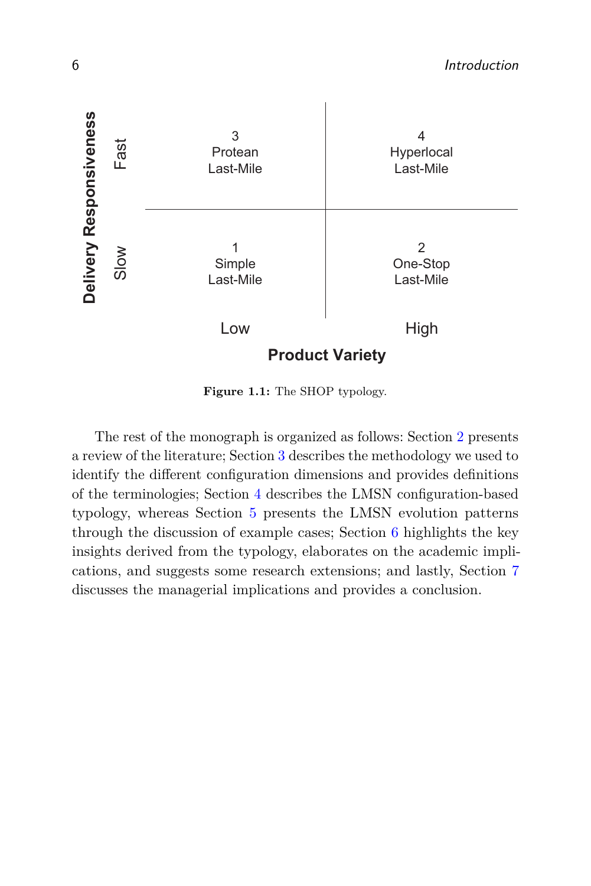| Delivery Responsiveness | Product Variety: Low | Product Variety: High |
|---|---|---|
| Fast | 3 Protean Last-Mile | 4 Hyperlocal Last-Mile |
| Slow | 1 Simple Last-Mile | 2 One-Stop Last-Mile |

**Figure 1.1:** The SHOP typology.

The rest of the monograph is organized as follows: Section 2 presents a review of the literature; Section 3 describes the methodology we used to identify the different configuration dimensions and provides definitions of the terminologies; Section 4 describes the LMSN configuration-based typology, whereas Section 5 presents the LMSN evolution patterns through the discussion of example cases; Section 6 highlights the key insights derived from the typology, elaborates on the academic implications, and suggests some research extensions; and lastly, Section 7 discusses the managerial implications and provides a conclusion.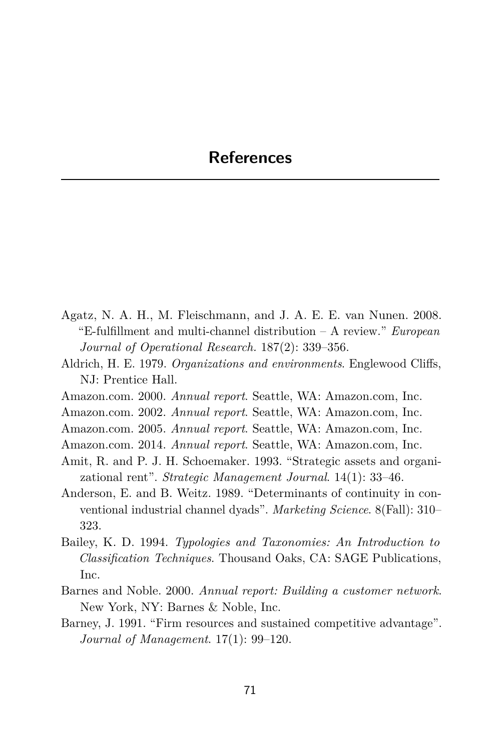# References

Agatz, N. A. H., M. Fleischmann, and J. A. E. E. van Nunen. 2008. "E-fulfillment and multi-channel distribution – A review." *European Journal of Operational Research*. 187(2): 339–356.

Aldrich, H. E. 1979. *Organizations and environments*. Englewood Cliffs, NJ: Prentice Hall.

Amazon.com. 2000. *Annual report*. Seattle, WA: Amazon.com, Inc.

Amazon.com. 2002. *Annual report*. Seattle, WA: Amazon.com, Inc.

Amazon.com. 2005. *Annual report*. Seattle, WA: Amazon.com, Inc.

Amazon.com. 2014. *Annual report*. Seattle, WA: Amazon.com, Inc.

Amit, R. and P. J. H. Schoemaker. 1993. "Strategic assets and organizational rent". *Strategic Management Journal*. 14(1): 33–46.

Anderson, E. and B. Weitz. 1989. "Determinants of continuity in conventional industrial channel dyads". *Marketing Science*. 8(Fall): 310–323.

Bailey, K. D. 1994. *Typologies and Taxonomies: An Introduction to Classification Techniques*. Thousand Oaks, CA: SAGE Publications, Inc.

Barnes and Noble. 2000. *Annual report: Building a customer network*. New York, NY: Barnes & Noble, Inc.

Barney, J. 1991. "Firm resources and sustained competitive advantage". *Journal of Management*. 17(1): 99–120.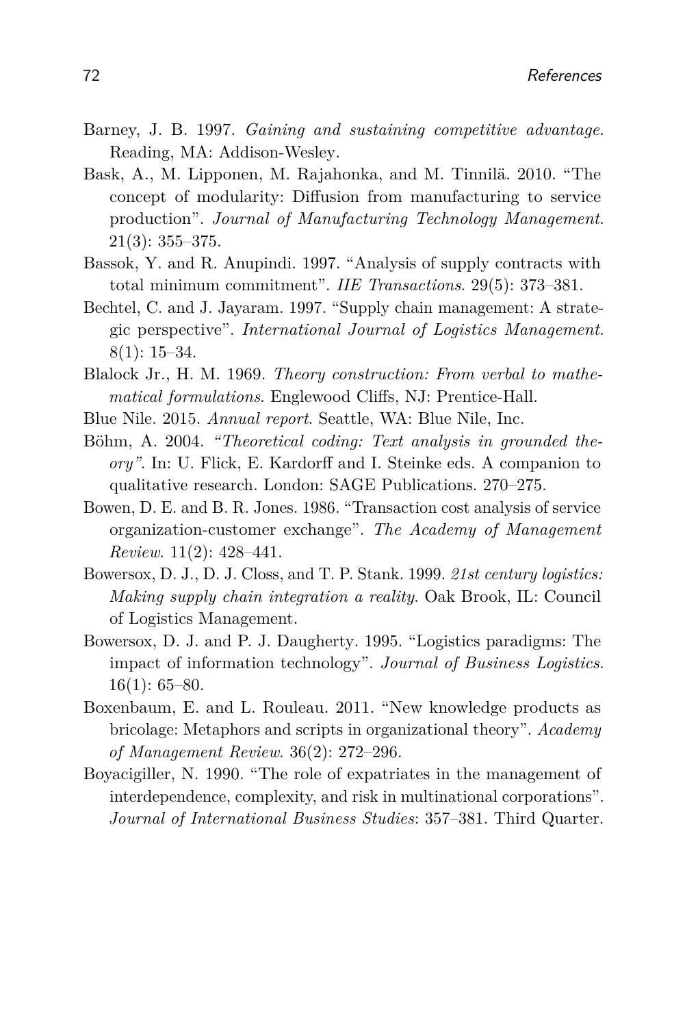Barney, J. B. 1997. *Gaining and sustaining competitive advantage*. Reading, MA: Addison-Wesley.

Bask, A., M. Lipponen, M. Rajahonka, and M. Tinnilä. 2010. "The concept of modularity: Diffusion from manufacturing to service production". *Journal of Manufacturing Technology Management*. 21(3): 355–375.

Bassok, Y. and R. Anupindi. 1997. "Analysis of supply contracts with total minimum commitment". *IIE Transactions*. 29(5): 373–381.

Bechtel, C. and J. Jayaram. 1997. "Supply chain management: A strategic perspective". *International Journal of Logistics Management*. 8(1): 15–34.

Blalock Jr., H. M. 1969. *Theory construction: From verbal to mathematical formulations*. Englewood Cliffs, NJ: Prentice-Hall.

Blue Nile. 2015. *Annual report*. Seattle, WA: Blue Nile, Inc.

Böhm, A. 2004. *"Theoretical coding: Text analysis in grounded theory"*. In: U. Flick, E. Kardorff and I. Steinke eds. A companion to qualitative research. London: SAGE Publications. 270–275.

Bowen, D. E. and B. R. Jones. 1986. "Transaction cost analysis of service organization-customer exchange". *The Academy of Management Review*. 11(2): 428–441.

Bowersox, D. J., D. J. Closs, and T. P. Stank. 1999. *21st century logistics: Making supply chain integration a reality*. Oak Brook, IL: Council of Logistics Management.

Bowersox, D. J. and P. J. Daugherty. 1995. "Logistics paradigms: The impact of information technology". *Journal of Business Logistics*. 16(1): 65–80.

Boxenbaum, E. and L. Rouleau. 2011. "New knowledge products as bricolage: Metaphors and scripts in organizational theory". *Academy of Management Review*. 36(2): 272–296.

Boyacigiller, N. 1990. "The role of expatriates in the management of interdependence, complexity, and risk in multinational corporations". *Journal of International Business Studies*: 357–381. Third Quarter.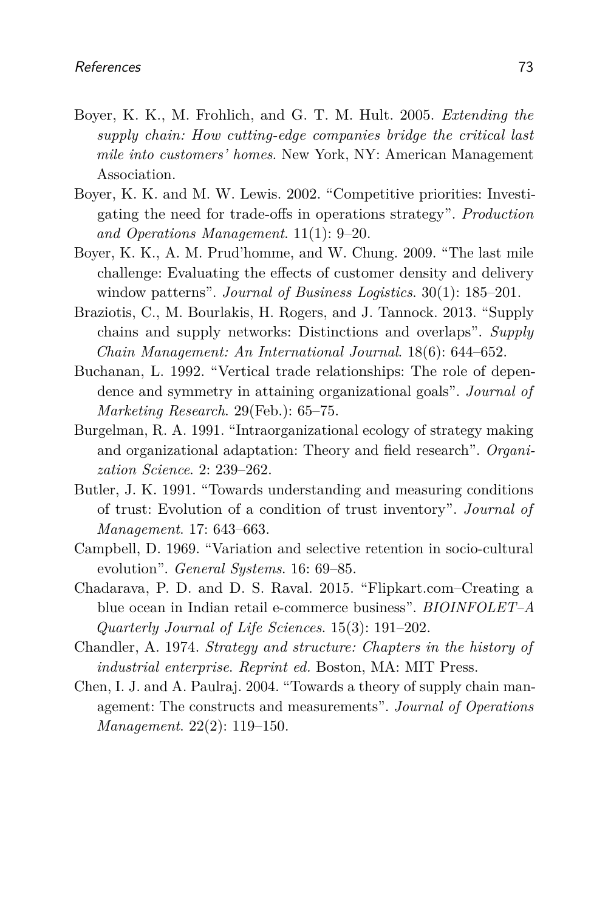Boyer, K. K., M. Frohlich, and G. T. M. Hult. 2005. *Extending the supply chain: How cutting-edge companies bridge the critical last mile into customers' homes*. New York, NY: American Management Association.

Boyer, K. K. and M. W. Lewis. 2002. "Competitive priorities: Investigating the need for trade-offs in operations strategy". *Production and Operations Management*. 11(1): 9–20.

Boyer, K. K., A. M. Prud'homme, and W. Chung. 2009. "The last mile challenge: Evaluating the effects of customer density and delivery window patterns". *Journal of Business Logistics*. 30(1): 185–201.

Braziotis, C., M. Bourlakis, H. Rogers, and J. Tannock. 2013. "Supply chains and supply networks: Distinctions and overlaps". *Supply Chain Management: An International Journal*. 18(6): 644–652.

Buchanan, L. 1992. "Vertical trade relationships: The role of dependence and symmetry in attaining organizational goals". *Journal of Marketing Research*. 29(Feb.): 65–75.

Burgelman, R. A. 1991. "Intraorganizational ecology of strategy making and organizational adaptation: Theory and field research". *Organization Science*. 2: 239–262.

Butler, J. K. 1991. "Towards understanding and measuring conditions of trust: Evolution of a condition of trust inventory". *Journal of Management*. 17: 643–663.

Campbell, D. 1969. "Variation and selective retention in socio-cultural evolution". *General Systems*. 16: 69–85.

Chadarava, P. D. and D. S. Raval. 2015. "Flipkart.com–Creating a blue ocean in Indian retail e-commerce business". *BIOINFOLET–A Quarterly Journal of Life Sciences*. 15(3): 191–202.

Chandler, A. 1974. *Strategy and structure: Chapters in the history of industrial enterprise. Reprint ed.* Boston, MA: MIT Press.

Chen, I. J. and A. Paulraj. 2004. "Towards a theory of supply chain management: The constructs and measurements". *Journal of Operations Management*. 22(2): 119–150.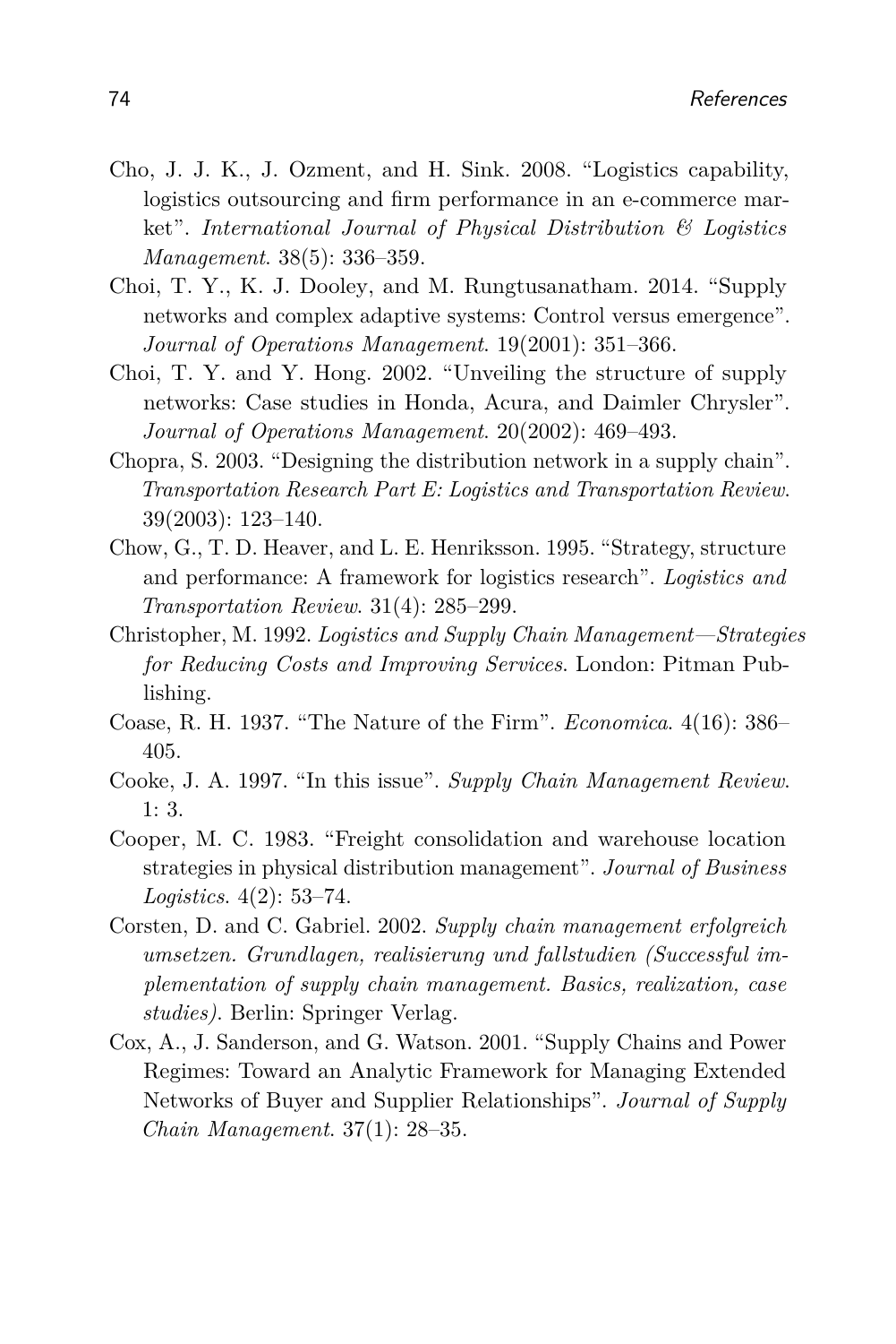Cho, J. J. K., J. Ozment, and H. Sink. 2008. "Logistics capability, logistics outsourcing and firm performance in an e-commerce market". *International Journal of Physical Distribution & Logistics Management*. 38(5): 336–359.

Choi, T. Y., K. J. Dooley, and M. Rungtusanatham. 2014. "Supply networks and complex adaptive systems: Control versus emergence". *Journal of Operations Management*. 19(2001): 351–366.

Choi, T. Y. and Y. Hong. 2002. "Unveiling the structure of supply networks: Case studies in Honda, Acura, and Daimler Chrysler". *Journal of Operations Management*. 20(2002): 469–493.

Chopra, S. 2003. "Designing the distribution network in a supply chain". *Transportation Research Part E: Logistics and Transportation Review*. 39(2003): 123–140.

Chow, G., T. D. Heaver, and L. E. Henriksson. 1995. "Strategy, structure and performance: A framework for logistics research". *Logistics and Transportation Review*. 31(4): 285–299.

Christopher, M. 1992. *Logistics and Supply Chain Management—Strategies for Reducing Costs and Improving Services*. London: Pitman Publishing.

Coase, R. H. 1937. "The Nature of the Firm". *Economica*. 4(16): 386–405.

Cooke, J. A. 1997. "In this issue". *Supply Chain Management Review*. 1: 3.

Cooper, M. C. 1983. "Freight consolidation and warehouse location strategies in physical distribution management". *Journal of Business Logistics*. 4(2): 53–74.

Corsten, D. and C. Gabriel. 2002. *Supply chain management erfolgreich umsetzen. Grundlagen, realisierung und fallstudien (Successful implementation of supply chain management. Basics, realization, case studies)*. Berlin: Springer Verlag.

Cox, A., J. Sanderson, and G. Watson. 2001. "Supply Chains and Power Regimes: Toward an Analytic Framework for Managing Extended Networks of Buyer and Supplier Relationships". *Journal of Supply Chain Management*. 37(1): 28–35.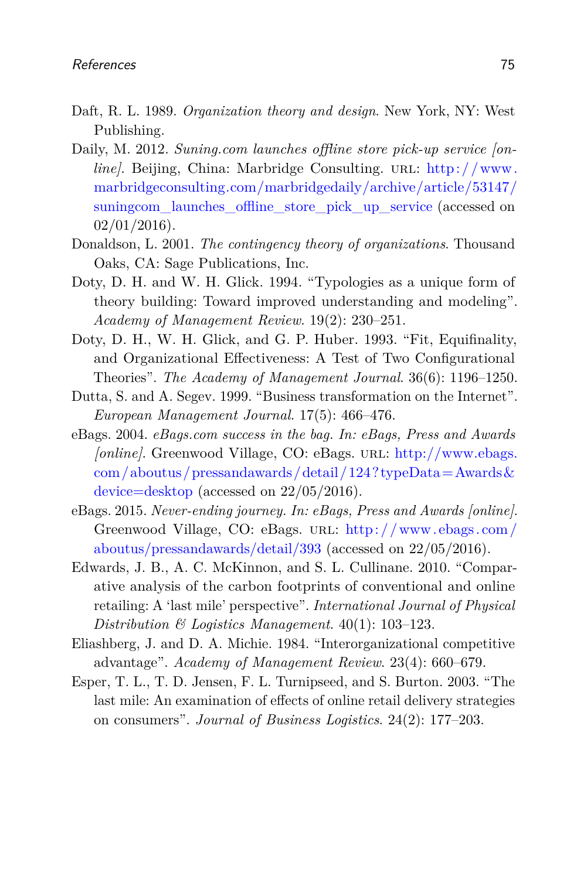Daft, R. L. 1989. *Organization theory and design*. New York, NY: West Publishing.

Daily, M. 2012. *Suning.com launches offline store pick-up service [online]*. Beijing, China: Marbridge Consulting. URL: http://www.marbridgeconsulting.com/marbridgedaily/archive/article/53147/suningcom_launches_offline_store_pick_up_service (accessed on 02/01/2016).

Donaldson, L. 2001. *The contingency theory of organizations*. Thousand Oaks, CA: Sage Publications, Inc.

Doty, D. H. and W. H. Glick. 1994. "Typologies as a unique form of theory building: Toward improved understanding and modeling". *Academy of Management Review*. 19(2): 230–251.

Doty, D. H., W. H. Glick, and G. P. Huber. 1993. "Fit, Equifinality, and Organizational Effectiveness: A Test of Two Configurational Theories". *The Academy of Management Journal*. 36(6): 1196–1250.

Dutta, S. and A. Segev. 1999. "Business transformation on the Internet". *European Management Journal*. 17(5): 466–476.

eBags. 2004. *eBags.com success in the bag. In: eBags, Press and Awards [online]*. Greenwood Village, CO: eBags. URL: http://www.ebags.com/aboutus/pressandawards/detail/124?typeData=Awards&device=desktop (accessed on 22/05/2016).

eBags. 2015. *Never-ending journey. In: eBags, Press and Awards [online]*. Greenwood Village, CO: eBags. URL: http://www.ebags.com/aboutus/pressandawards/detail/393 (accessed on 22/05/2016).

Edwards, J. B., A. C. McKinnon, and S. L. Cullinane. 2010. "Comparative analysis of the carbon footprints of conventional and online retailing: A 'last mile' perspective". *International Journal of Physical Distribution & Logistics Management*. 40(1): 103–123.

Eliashberg, J. and D. A. Michie. 1984. "Interorganizational competitive advantage". *Academy of Management Review*. 23(4): 660–679.

Esper, T. L., T. D. Jensen, F. L. Turnipseed, and S. Burton. 2003. "The last mile: An examination of effects of online retail delivery strategies on consumers". *Journal of Business Logistics*. 24(2): 177–203.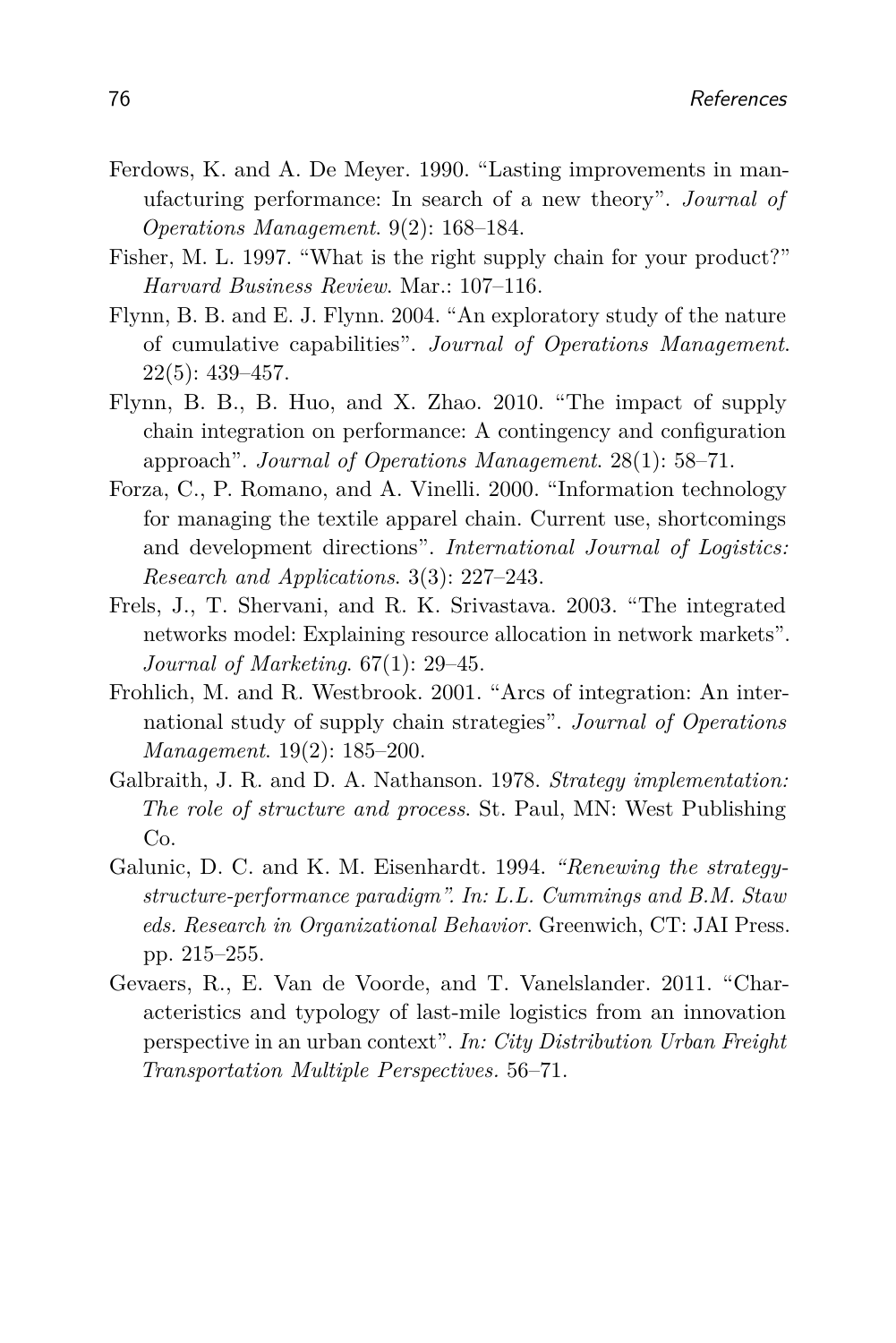Ferdows, K. and A. De Meyer. 1990. "Lasting improvements in manufacturing performance: In search of a new theory". *Journal of Operations Management*. 9(2): 168–184.

Fisher, M. L. 1997. "What is the right supply chain for your product?" *Harvard Business Review*. Mar.: 107–116.

Flynn, B. B. and E. J. Flynn. 2004. "An exploratory study of the nature of cumulative capabilities". *Journal of Operations Management*. 22(5): 439–457.

Flynn, B. B., B. Huo, and X. Zhao. 2010. "The impact of supply chain integration on performance: A contingency and configuration approach". *Journal of Operations Management*. 28(1): 58–71.

Forza, C., P. Romano, and A. Vinelli. 2000. "Information technology for managing the textile apparel chain. Current use, shortcomings and development directions". *International Journal of Logistics: Research and Applications*. 3(3): 227–243.

Frels, J., T. Shervani, and R. K. Srivastava. 2003. "The integrated networks model: Explaining resource allocation in network markets". *Journal of Marketing*. 67(1): 29–45.

Frohlich, M. and R. Westbrook. 2001. "Arcs of integration: An international study of supply chain strategies". *Journal of Operations Management*. 19(2): 185–200.

Galbraith, J. R. and D. A. Nathanson. 1978. *Strategy implementation: The role of structure and process*. St. Paul, MN: West Publishing Co.

Galunic, D. C. and K. M. Eisenhardt. 1994. *"Renewing the strategy-structure-performance paradigm". In: L.L. Cummings and B.M. Staw eds. Research in Organizational Behavior*. Greenwich, CT: JAI Press. pp. 215–255.

Gevaers, R., E. Van de Voorde, and T. Vanelslander. 2011. "Characteristics and typology of last-mile logistics from an innovation perspective in an urban context". *In: City Distribution Urban Freight Transportation Multiple Perspectives*. 56–71.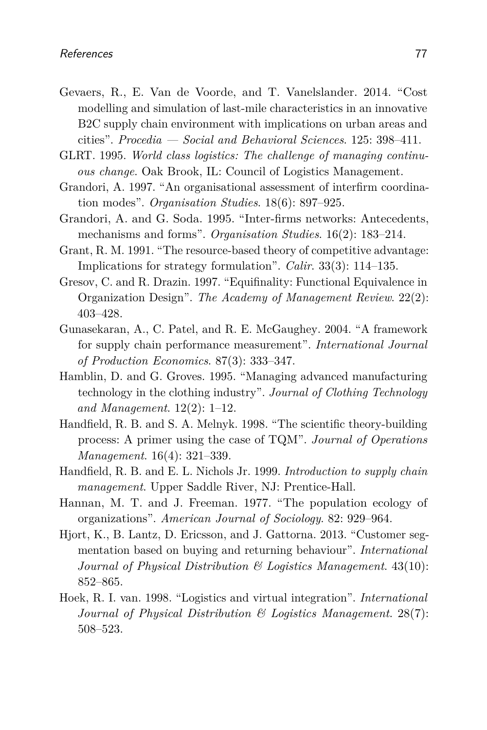Gevaers, R., E. Van de Voorde, and T. Vanelslander. 2014. "Cost modelling and simulation of last-mile characteristics in an innovative B2C supply chain environment with implications on urban areas and cities". *Procedia — Social and Behavioral Sciences*. 125: 398–411.

GLRT. 1995. *World class logistics: The challenge of managing continuous change*. Oak Brook, IL: Council of Logistics Management.

Grandori, A. 1997. "An organisational assessment of interfirm coordination modes". *Organisation Studies*. 18(6): 897–925.

Grandori, A. and G. Soda. 1995. "Inter-firms networks: Antecedents, mechanisms and forms". *Organisation Studies*. 16(2): 183–214.

Grant, R. M. 1991. "The resource-based theory of competitive advantage: Implications for strategy formulation". *Calir*. 33(3): 114–135.

Gresov, C. and R. Drazin. 1997. "Equifinality: Functional Equivalence in Organization Design". *The Academy of Management Review*. 22(2): 403–428.

Gunasekaran, A., C. Patel, and R. E. McGaughey. 2004. "A framework for supply chain performance measurement". *International Journal of Production Economics*. 87(3): 333–347.

Hamblin, D. and G. Groves. 1995. "Managing advanced manufacturing technology in the clothing industry". *Journal of Clothing Technology and Management*. 12(2): 1–12.

Handfield, R. B. and S. A. Melnyk. 1998. "The scientific theory-building process: A primer using the case of TQM". *Journal of Operations Management*. 16(4): 321–339.

Handfield, R. B. and E. L. Nichols Jr. 1999. *Introduction to supply chain management*. Upper Saddle River, NJ: Prentice-Hall.

Hannan, M. T. and J. Freeman. 1977. "The population ecology of organizations". *American Journal of Sociology*. 82: 929–964.

Hjort, K., B. Lantz, D. Ericsson, and J. Gattorna. 2013. "Customer segmentation based on buying and returning behaviour". *International Journal of Physical Distribution & Logistics Management*. 43(10): 852–865.

Hoek, R. I. van. 1998. "Logistics and virtual integration". *International Journal of Physical Distribution & Logistics Management*. 28(7): 508–523.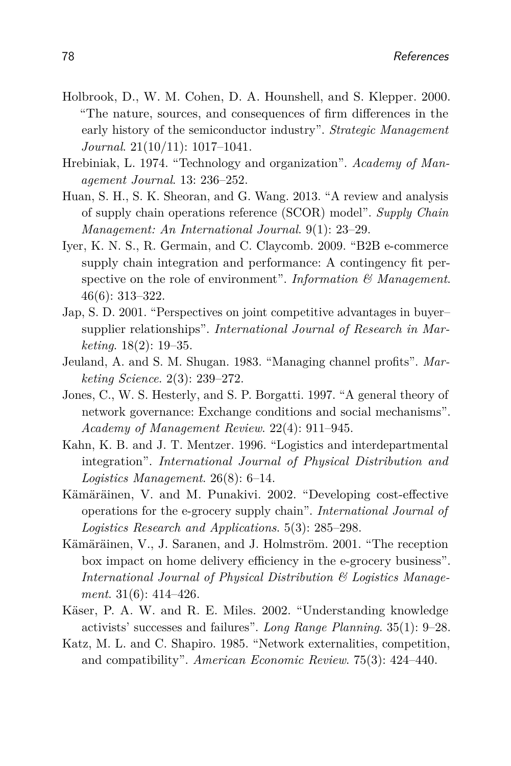Holbrook, D., W. M. Cohen, D. A. Hounshell, and S. Klepper. 2000. "The nature, sources, and consequences of firm differences in the early history of the semiconductor industry". *Strategic Management Journal*. 21(10/11): 1017–1041.

Hrebiniak, L. 1974. "Technology and organization". *Academy of Management Journal*. 13: 236–252.

Huan, S. H., S. K. Sheoran, and G. Wang. 2013. "A review and analysis of supply chain operations reference (SCOR) model". *Supply Chain Management: An International Journal*. 9(1): 23–29.

Iyer, K. N. S., R. Germain, and C. Claycomb. 2009. "B2B e-commerce supply chain integration and performance: A contingency fit perspective on the role of environment". *Information & Management*. 46(6): 313–322.

Jap, S. D. 2001. "Perspectives on joint competitive advantages in buyer–supplier relationships". *International Journal of Research in Marketing*. 18(2): 19–35.

Jeuland, A. and S. M. Shugan. 1983. "Managing channel profits". *Marketing Science*. 2(3): 239–272.

Jones, C., W. S. Hesterly, and S. P. Borgatti. 1997. "A general theory of network governance: Exchange conditions and social mechanisms". *Academy of Management Review*. 22(4): 911–945.

Kahn, K. B. and J. T. Mentzer. 1996. "Logistics and interdepartmental integration". *International Journal of Physical Distribution and Logistics Management*. 26(8): 6–14.

Kämäräinen, V. and M. Punakivi. 2002. "Developing cost-effective operations for the e-grocery supply chain". *International Journal of Logistics Research and Applications*. 5(3): 285–298.

Kämäräinen, V., J. Saranen, and J. Holmström. 2001. "The reception box impact on home delivery efficiency in the e-grocery business". *International Journal of Physical Distribution & Logistics Management*. 31(6): 414–426.

Käser, P. A. W. and R. E. Miles. 2002. "Understanding knowledge activists' successes and failures". *Long Range Planning*. 35(1): 9–28.

Katz, M. L. and C. Shapiro. 1985. "Network externalities, competition, and compatibility". *American Economic Review*. 75(3): 424–440.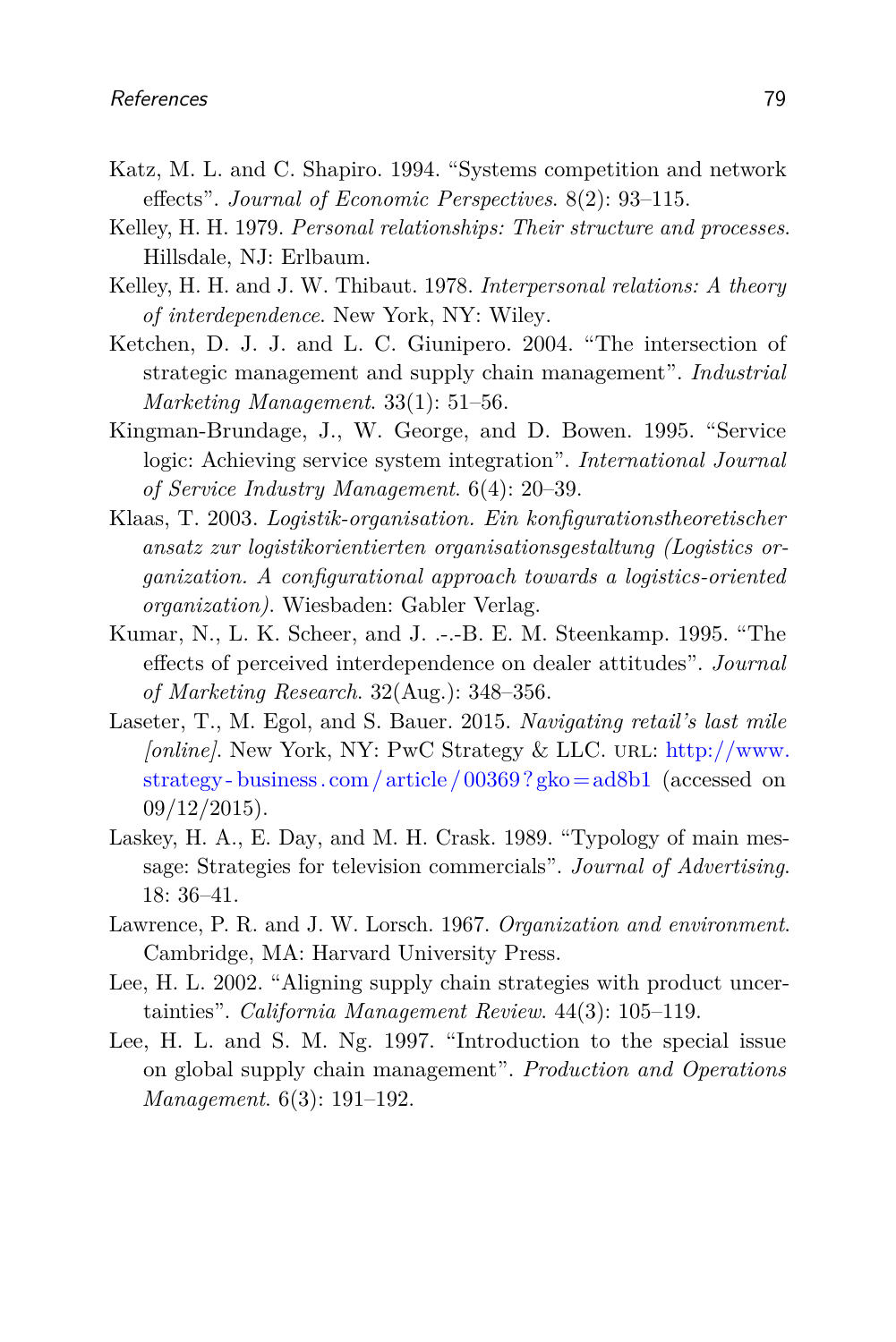Katz, M. L. and C. Shapiro. 1994. "Systems competition and network effects". *Journal of Economic Perspectives*. 8(2): 93–115.

Kelley, H. H. 1979. *Personal relationships: Their structure and processes*. Hillsdale, NJ: Erlbaum.

Kelley, H. H. and J. W. Thibaut. 1978. *Interpersonal relations: A theory of interdependence*. New York, NY: Wiley.

Ketchen, D. J. J. and L. C. Giunipero. 2004. "The intersection of strategic management and supply chain management". *Industrial Marketing Management*. 33(1): 51–56.

Kingman-Brundage, J., W. George, and D. Bowen. 1995. "Service logic: Achieving service system integration". *International Journal of Service Industry Management*. 6(4): 20–39.

Klaas, T. 2003. *Logistik-organisation. Ein konfigurationstheoretischer ansatz zur logistikorientierten organisationsgestaltung (Logistics organization. A configurational approach towards a logistics-oriented organization)*. Wiesbaden: Gabler Verlag.

Kumar, N., L. K. Scheer, and J. .-.-B. E. M. Steenkamp. 1995. "The effects of perceived interdependence on dealer attitudes". *Journal of Marketing Research*. 32(Aug.): 348–356.

Laseter, T., M. Egol, and S. Bauer. 2015. *Navigating retail's last mile [online]*. New York, NY: PwC Strategy & LLC. URL: http://www.strategy-business.com/article/00369?gko=ad8b1 (accessed on 09/12/2015).

Laskey, H. A., E. Day, and M. H. Crask. 1989. "Typology of main message: Strategies for television commercials". *Journal of Advertising*. 18: 36–41.

Lawrence, P. R. and J. W. Lorsch. 1967. *Organization and environment*. Cambridge, MA: Harvard University Press.

Lee, H. L. 2002. "Aligning supply chain strategies with product uncertainties". *California Management Review*. 44(3): 105–119.

Lee, H. L. and S. M. Ng. 1997. "Introduction to the special issue on global supply chain management". *Production and Operations Management*. 6(3): 191–192.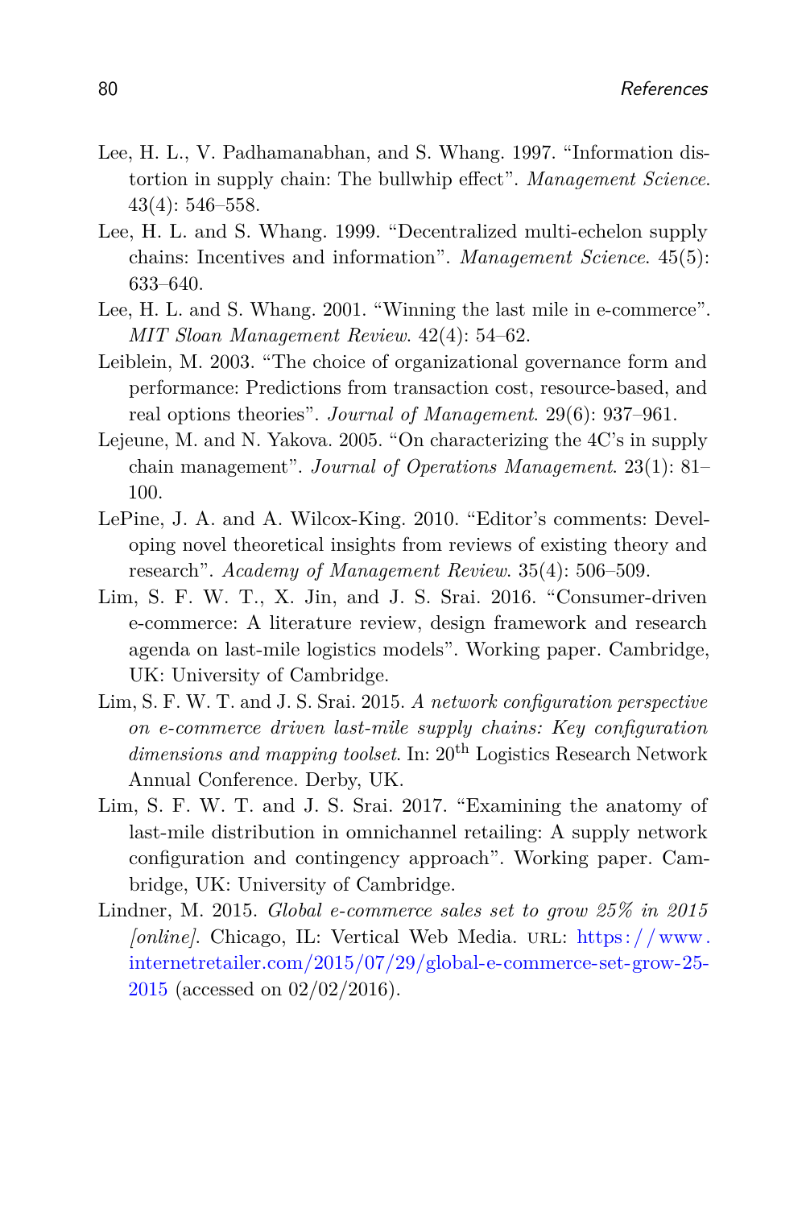Lee, H. L., V. Padhamanabhan, and S. Whang. 1997. "Information distortion in supply chain: The bullwhip effect". *Management Science*. 43(4): 546–558.

Lee, H. L. and S. Whang. 1999. "Decentralized multi-echelon supply chains: Incentives and information". *Management Science*. 45(5): 633–640.

Lee, H. L. and S. Whang. 2001. "Winning the last mile in e-commerce". *MIT Sloan Management Review*. 42(4): 54–62.

Leiblein, M. 2003. "The choice of organizational governance form and performance: Predictions from transaction cost, resource-based, and real options theories". *Journal of Management*. 29(6): 937–961.

Lejeune, M. and N. Yakova. 2005. "On characterizing the 4C's in supply chain management". *Journal of Operations Management*. 23(1): 81–100.

LePine, J. A. and A. Wilcox-King. 2010. "Editor's comments: Developing novel theoretical insights from reviews of existing theory and research". *Academy of Management Review*. 35(4): 506–509.

Lim, S. F. W. T., X. Jin, and J. S. Srai. 2016. "Consumer-driven e-commerce: A literature review, design framework and research agenda on last-mile logistics models". Working paper. Cambridge, UK: University of Cambridge.

Lim, S. F. W. T. and J. S. Srai. 2015. *A network configuration perspective on e-commerce driven last-mile supply chains: Key configuration dimensions and mapping toolset*. In: 20th Logistics Research Network Annual Conference. Derby, UK.

Lim, S. F. W. T. and J. S. Srai. 2017. "Examining the anatomy of last-mile distribution in omnichannel retailing: A supply network configuration and contingency approach". Working paper. Cambridge, UK: University of Cambridge.

Lindner, M. 2015. *Global e-commerce sales set to grow 25% in 2015 [online]*. Chicago, IL: Vertical Web Media. URL: https://www.internetretailer.com/2015/07/29/global-e-commerce-set-grow-25-2015 (accessed on 02/02/2016).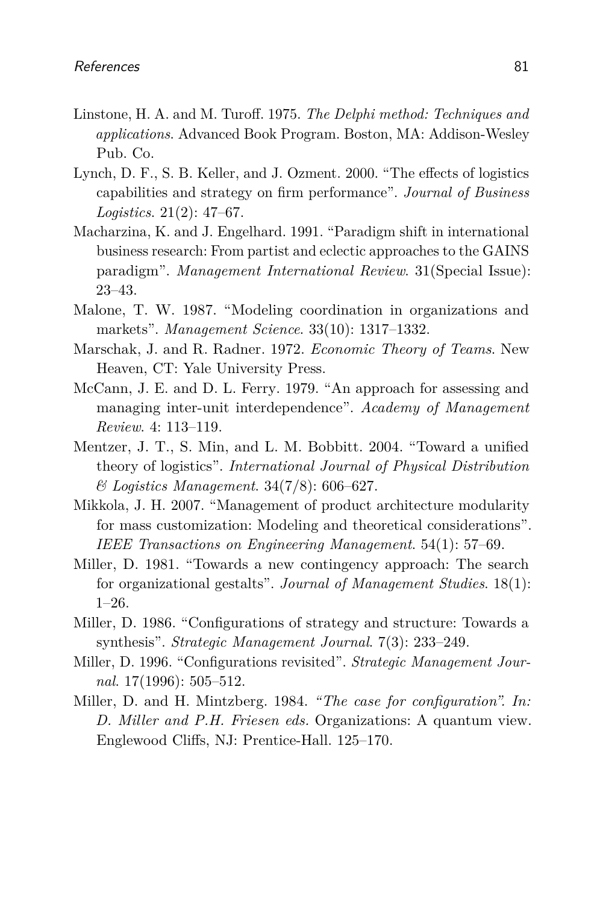Linstone, H. A. and M. Turoff. 1975. *The Delphi method: Techniques and applications*. Advanced Book Program. Boston, MA: Addison-Wesley Pub. Co.

Lynch, D. F., S. B. Keller, and J. Ozment. 2000. "The effects of logistics capabilities and strategy on firm performance". *Journal of Business Logistics*. 21(2): 47–67.

Macharzina, K. and J. Engelhard. 1991. "Paradigm shift in international business research: From partist and eclectic approaches to the GAINS paradigm". *Management International Review*. 31(Special Issue): 23–43.

Malone, T. W. 1987. "Modeling coordination in organizations and markets". *Management Science*. 33(10): 1317–1332.

Marschak, J. and R. Radner. 1972. *Economic Theory of Teams*. New Heaven, CT: Yale University Press.

McCann, J. E. and D. L. Ferry. 1979. "An approach for assessing and managing inter-unit interdependence". *Academy of Management Review*. 4: 113–119.

Mentzer, J. T., S. Min, and L. M. Bobbitt. 2004. "Toward a unified theory of logistics". *International Journal of Physical Distribution & Logistics Management*. 34(7/8): 606–627.

Mikkola, J. H. 2007. "Management of product architecture modularity for mass customization: Modeling and theoretical considerations". *IEEE Transactions on Engineering Management*. 54(1): 57–69.

Miller, D. 1981. "Towards a new contingency approach: The search for organizational gestalts". *Journal of Management Studies*. 18(1): 1–26.

Miller, D. 1986. "Configurations of strategy and structure: Towards a synthesis". *Strategic Management Journal*. 7(3): 233–249.

Miller, D. 1996. "Configurations revisited". *Strategic Management Journal*. 17(1996): 505–512.

Miller, D. and H. Mintzberg. 1984. *"The case for configuration". In: D. Miller and P.H. Friesen eds.* Organizations: A quantum view. Englewood Cliffs, NJ: Prentice-Hall. 125–170.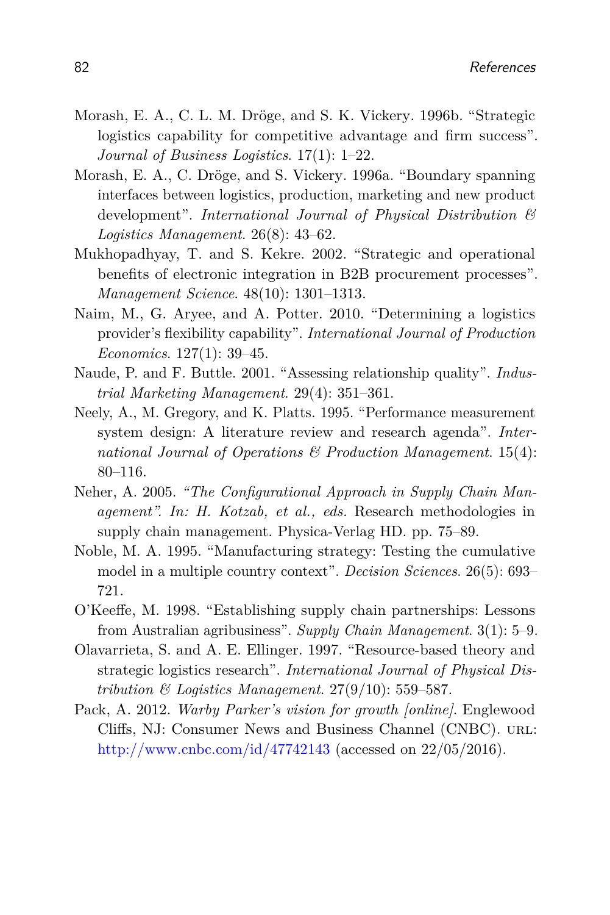Morash, E. A., C. L. M. Dröge, and S. K. Vickery. 1996b. "Strategic logistics capability for competitive advantage and firm success". *Journal of Business Logistics*. 17(1): 1–22.

Morash, E. A., C. Dröge, and S. Vickery. 1996a. "Boundary spanning interfaces between logistics, production, marketing and new product development". *International Journal of Physical Distribution & Logistics Management*. 26(8): 43–62.

Mukhopadhyay, T. and S. Kekre. 2002. "Strategic and operational benefits of electronic integration in B2B procurement processes". *Management Science*. 48(10): 1301–1313.

Naim, M., G. Aryee, and A. Potter. 2010. "Determining a logistics provider's flexibility capability". *International Journal of Production Economics*. 127(1): 39–45.

Naude, P. and F. Buttle. 2001. "Assessing relationship quality". *Industrial Marketing Management*. 29(4): 351–361.

Neely, A., M. Gregory, and K. Platts. 1995. "Performance measurement system design: A literature review and research agenda". *International Journal of Operations & Production Management*. 15(4): 80–116.

Neher, A. 2005. *"The Configurational Approach in Supply Chain Management". In: H. Kotzab, et al., eds.* Research methodologies in supply chain management. Physica-Verlag HD. pp. 75–89.

Noble, M. A. 1995. "Manufacturing strategy: Testing the cumulative model in a multiple country context". *Decision Sciences*. 26(5): 693–721.

O'Keeffe, M. 1998. "Establishing supply chain partnerships: Lessons from Australian agribusiness". *Supply Chain Management*. 3(1): 5–9.

Olavarrieta, S. and A. E. Ellinger. 1997. "Resource-based theory and strategic logistics research". *International Journal of Physical Distribution & Logistics Management*. 27(9/10): 559–587.

Pack, A. 2012. *Warby Parker's vision for growth [online]*. Englewood Cliffs, NJ: Consumer News and Business Channel (CNBC). URL: http://www.cnbc.com/id/47742143 (accessed on 22/05/2016).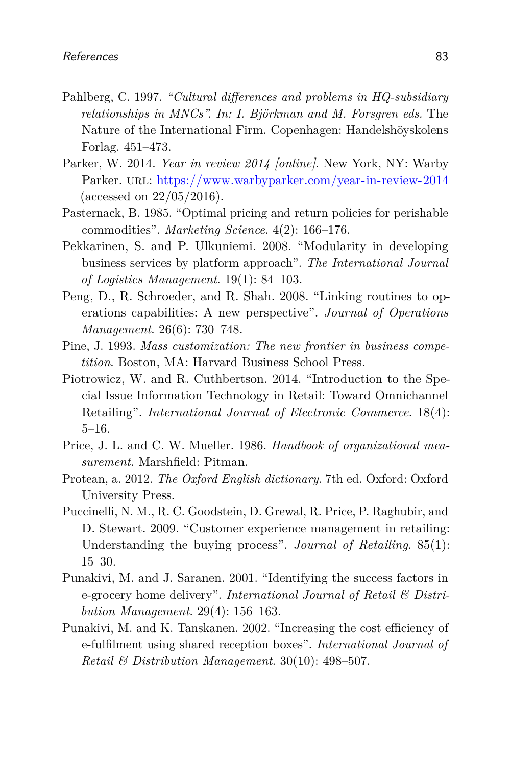Pahlberg, C. 1997. *"Cultural differences and problems in HQ-subsidiary relationships in MNCs". In: I. Björkman and M. Forsgren eds.* The Nature of the International Firm. Copenhagen: Handelshöyskolens Forlag. 451–473.

Parker, W. 2014. *Year in review 2014 [online]*. New York, NY: Warby Parker. URL: https://www.warbyparker.com/year-in-review-2014 (accessed on 22/05/2016).

Pasternack, B. 1985. "Optimal pricing and return policies for perishable commodities". *Marketing Science*. 4(2): 166–176.

Pekkarinen, S. and P. Ulkuniemi. 2008. "Modularity in developing business services by platform approach". *The International Journal of Logistics Management*. 19(1): 84–103.

Peng, D., R. Schroeder, and R. Shah. 2008. "Linking routines to operations capabilities: A new perspective". *Journal of Operations Management*. 26(6): 730–748.

Pine, J. 1993. *Mass customization: The new frontier in business competition*. Boston, MA: Harvard Business School Press.

Piotrowicz, W. and R. Cuthbertson. 2014. "Introduction to the Special Issue Information Technology in Retail: Toward Omnichannel Retailing". *International Journal of Electronic Commerce*. 18(4): 5–16.

Price, J. L. and C. W. Mueller. 1986. *Handbook of organizational measurement*. Marshfield: Pitman.

Protean, a. 2012. *The Oxford English dictionary*. 7th ed. Oxford: Oxford University Press.

Puccinelli, N. M., R. C. Goodstein, D. Grewal, R. Price, P. Raghubir, and D. Stewart. 2009. "Customer experience management in retailing: Understanding the buying process". *Journal of Retailing*. 85(1): 15–30.

Punakivi, M. and J. Saranen. 2001. "Identifying the success factors in e-grocery home delivery". *International Journal of Retail & Distribution Management*. 29(4): 156–163.

Punakivi, M. and K. Tanskanen. 2002. "Increasing the cost efficiency of e-fulfilment using shared reception boxes". *International Journal of Retail & Distribution Management*. 30(10): 498–507.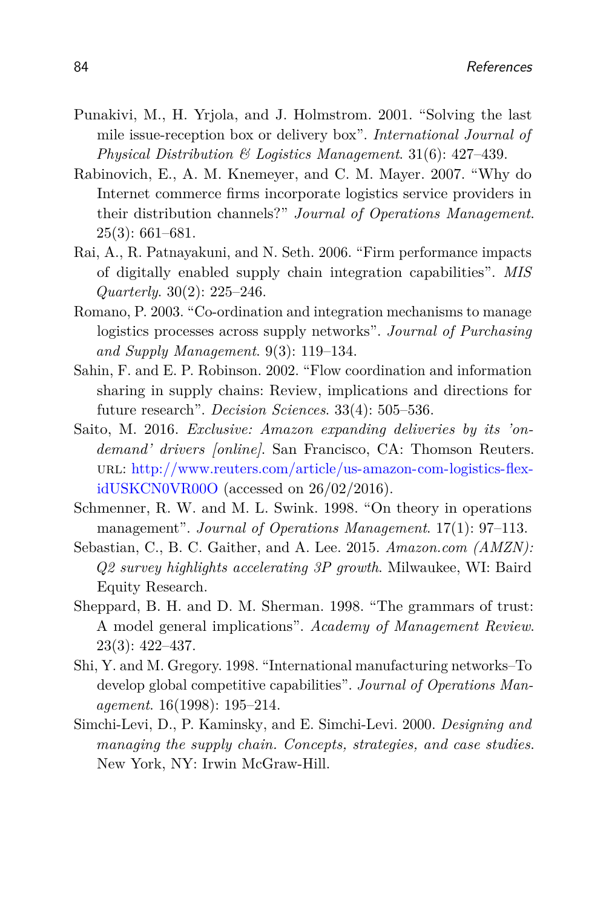Punakivi, M., H. Yrjola, and J. Holmstrom. 2001. "Solving the last mile issue-reception box or delivery box". *International Journal of Physical Distribution & Logistics Management*. 31(6): 427–439.

Rabinovich, E., A. M. Knemeyer, and C. M. Mayer. 2007. "Why do Internet commerce firms incorporate logistics service providers in their distribution channels?" *Journal of Operations Management*. 25(3): 661–681.

Rai, A., R. Patnayakuni, and N. Seth. 2006. "Firm performance impacts of digitally enabled supply chain integration capabilities". *MIS Quarterly*. 30(2): 225–246.

Romano, P. 2003. "Co-ordination and integration mechanisms to manage logistics processes across supply networks". *Journal of Purchasing and Supply Management*. 9(3): 119–134.

Sahin, F. and E. P. Robinson. 2002. "Flow coordination and information sharing in supply chains: Review, implications and directions for future research". *Decision Sciences*. 33(4): 505–536.

Saito, M. 2016. *Exclusive: Amazon expanding deliveries by its 'on-demand' drivers [online]*. San Francisco, CA: Thomson Reuters. URL: http://www.reuters.com/article/us-amazon-com-logistics-flex-idUSKCN0VR00O (accessed on 26/02/2016).

Schmenner, R. W. and M. L. Swink. 1998. "On theory in operations management". *Journal of Operations Management*. 17(1): 97–113.

Sebastian, C., B. C. Gaither, and A. Lee. 2015. *Amazon.com (AMZN): Q2 survey highlights accelerating 3P growth*. Milwaukee, WI: Baird Equity Research.

Sheppard, B. H. and D. M. Sherman. 1998. "The grammars of trust: A model general implications". *Academy of Management Review*. 23(3): 422–437.

Shi, Y. and M. Gregory. 1998. "International manufacturing networks–To develop global competitive capabilities". *Journal of Operations Management*. 16(1998): 195–214.

Simchi-Levi, D., P. Kaminsky, and E. Simchi-Levi. 2000. *Designing and managing the supply chain. Concepts, strategies, and case studies*. New York, NY: Irwin McGraw-Hill.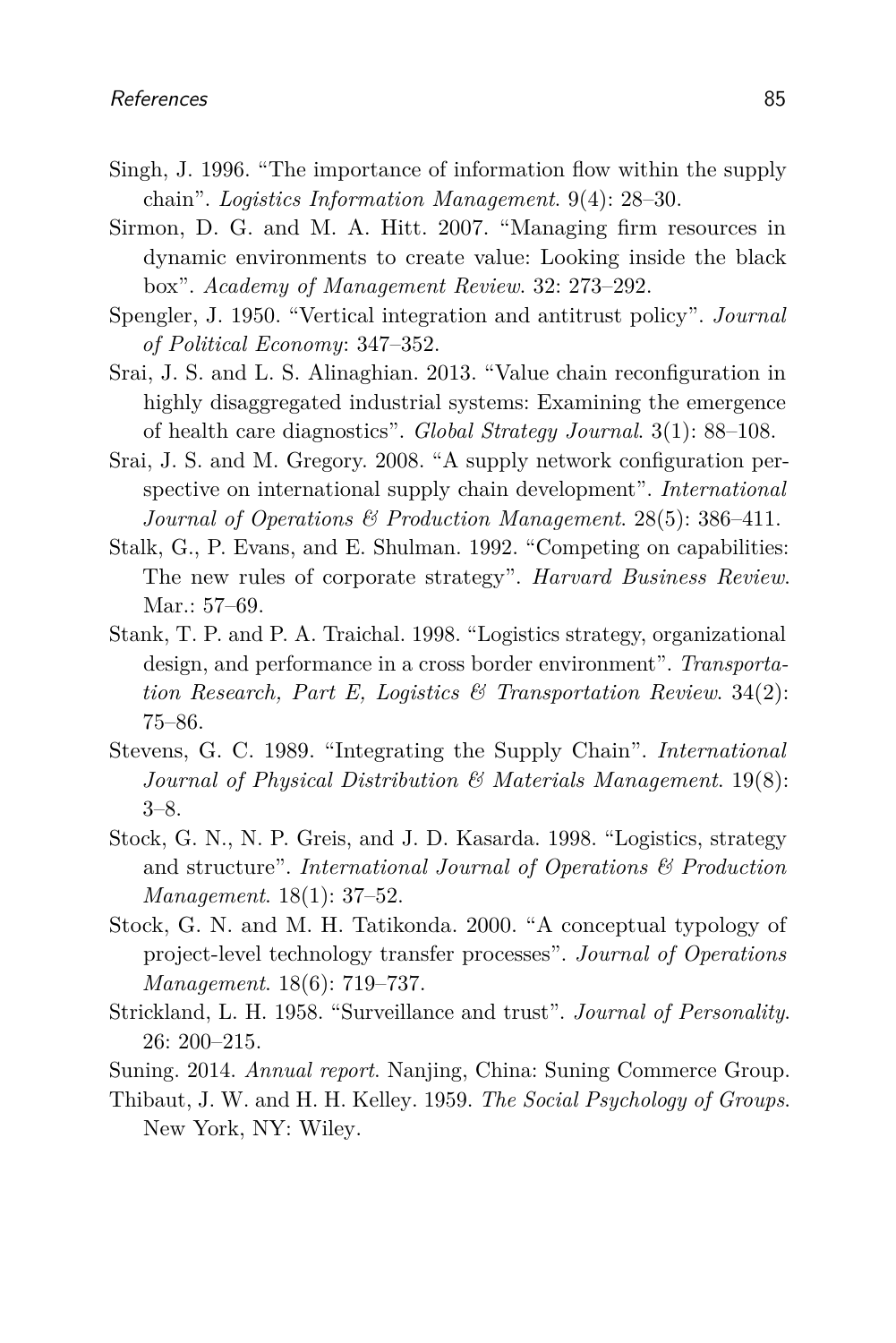Singh, J. 1996. "The importance of information flow within the supply chain". *Logistics Information Management*. 9(4): 28–30.

Sirmon, D. G. and M. A. Hitt. 2007. "Managing firm resources in dynamic environments to create value: Looking inside the black box". *Academy of Management Review*. 32: 273–292.

Spengler, J. 1950. "Vertical integration and antitrust policy". *Journal of Political Economy*: 347–352.

Srai, J. S. and L. S. Alinaghian. 2013. "Value chain reconfiguration in highly disaggregated industrial systems: Examining the emergence of health care diagnostics". *Global Strategy Journal*. 3(1): 88–108.

Srai, J. S. and M. Gregory. 2008. "A supply network configuration perspective on international supply chain development". *International Journal of Operations & Production Management*. 28(5): 386–411.

Stalk, G., P. Evans, and E. Shulman. 1992. "Competing on capabilities: The new rules of corporate strategy". *Harvard Business Review*. Mar.: 57–69.

Stank, T. P. and P. A. Traichal. 1998. "Logistics strategy, organizational design, and performance in a cross border environment". *Transportation Research, Part E, Logistics & Transportation Review*. 34(2): 75–86.

Stevens, G. C. 1989. "Integrating the Supply Chain". *International Journal of Physical Distribution & Materials Management*. 19(8): 3–8.

Stock, G. N., N. P. Greis, and J. D. Kasarda. 1998. "Logistics, strategy and structure". *International Journal of Operations & Production Management*. 18(1): 37–52.

Stock, G. N. and M. H. Tatikonda. 2000. "A conceptual typology of project-level technology transfer processes". *Journal of Operations Management*. 18(6): 719–737.

Strickland, L. H. 1958. "Surveillance and trust". *Journal of Personality*. 26: 200–215.

Suning. 2014. *Annual report*. Nanjing, China: Suning Commerce Group.

Thibaut, J. W. and H. H. Kelley. 1959. *The Social Psychology of Groups*. New York, NY: Wiley.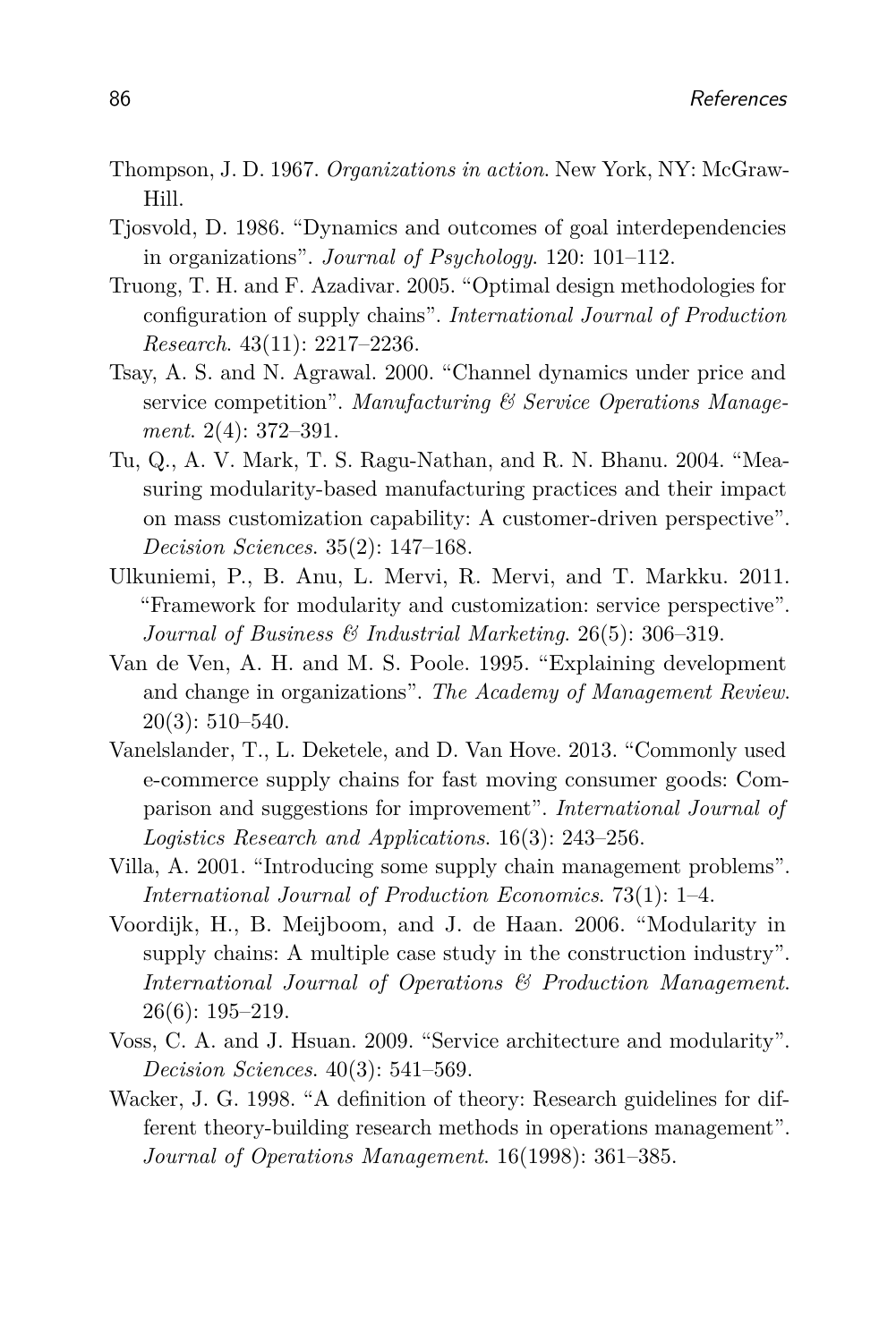Thompson, J. D. 1967. *Organizations in action.* New York, NY: McGraw-Hill.

Tjosvold, D. 1986. "Dynamics and outcomes of goal interdependencies in organizations". *Journal of Psychology.* 120: 101–112.

Truong, T. H. and F. Azadivar. 2005. "Optimal design methodologies for configuration of supply chains". *International Journal of Production Research.* 43(11): 2217–2236.

Tsay, A. S. and N. Agrawal. 2000. "Channel dynamics under price and service competition". *Manufacturing & Service Operations Management.* 2(4): 372–391.

Tu, Q., A. V. Mark, T. S. Ragu-Nathan, and R. N. Bhanu. 2004. "Measuring modularity-based manufacturing practices and their impact on mass customization capability: A customer-driven perspective". *Decision Sciences.* 35(2): 147–168.

Ulkuniemi, P., B. Anu, L. Mervi, R. Mervi, and T. Markku. 2011. "Framework for modularity and customization: service perspective". *Journal of Business & Industrial Marketing.* 26(5): 306–319.

Van de Ven, A. H. and M. S. Poole. 1995. "Explaining development and change in organizations". *The Academy of Management Review.* 20(3): 510–540.

Vanelslander, T., L. Deketele, and D. Van Hove. 2013. "Commonly used e-commerce supply chains for fast moving consumer goods: Comparison and suggestions for improvement". *International Journal of Logistics Research and Applications.* 16(3): 243–256.

Villa, A. 2001. "Introducing some supply chain management problems". *International Journal of Production Economics.* 73(1): 1–4.

Voordijk, H., B. Meijboom, and J. de Haan. 2006. "Modularity in supply chains: A multiple case study in the construction industry". *International Journal of Operations & Production Management.* 26(6): 195–219.

Voss, C. A. and J. Hsuan. 2009. "Service architecture and modularity". *Decision Sciences.* 40(3): 541–569.

Wacker, J. G. 1998. "A definition of theory: Research guidelines for different theory-building research methods in operations management". *Journal of Operations Management.* 16(1998): 361–385.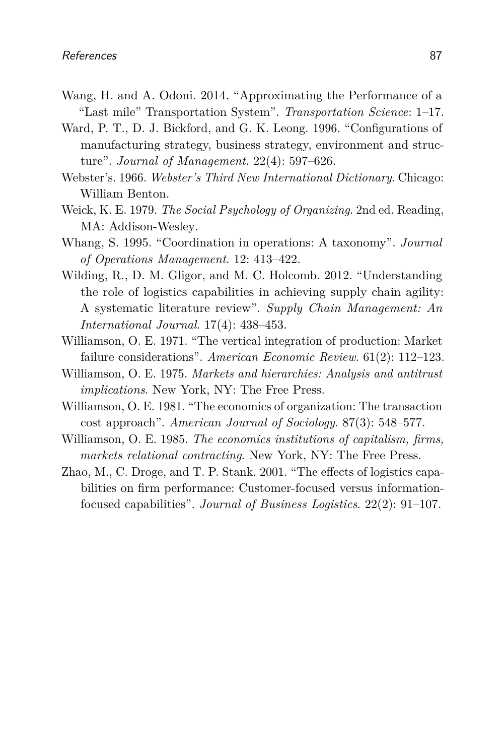Wang, H. and A. Odoni. 2014. "Approximating the Performance of a "Last mile" Transportation System". *Transportation Science*: 1–17.

Ward, P. T., D. J. Bickford, and G. K. Leong. 1996. "Configurations of manufacturing strategy, business strategy, environment and structure". *Journal of Management*. 22(4): 597–626.

Webster's. 1966. *Webster's Third New International Dictionary*. Chicago: William Benton.

Weick, K. E. 1979. *The Social Psychology of Organizing*. 2nd ed. Reading, MA: Addison-Wesley.

Whang, S. 1995. "Coordination in operations: A taxonomy". *Journal of Operations Management*. 12: 413–422.

Wilding, R., D. M. Gligor, and M. C. Holcomb. 2012. "Understanding the role of logistics capabilities in achieving supply chain agility: A systematic literature review". *Supply Chain Management: An International Journal*. 17(4): 438–453.

Williamson, O. E. 1971. "The vertical integration of production: Market failure considerations". *American Economic Review*. 61(2): 112–123.

Williamson, O. E. 1975. *Markets and hierarchies: Analysis and antitrust implications*. New York, NY: The Free Press.

Williamson, O. E. 1981. "The economics of organization: The transaction cost approach". *American Journal of Sociology*. 87(3): 548–577.

Williamson, O. E. 1985. *The economics institutions of capitalism, firms, markets relational contracting*. New York, NY: The Free Press.

Zhao, M., C. Droge, and T. P. Stank. 2001. "The effects of logistics capabilities on firm performance: Customer-focused versus information-focused capabilities". *Journal of Business Logistics*. 22(2): 91–107.